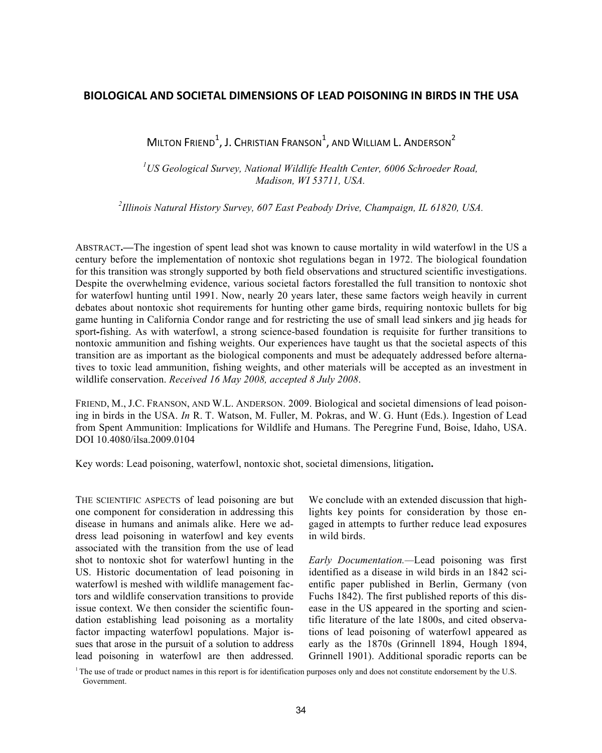# BIOLOGICAL AND SOCIETAL DIMENSIONS OF LEAD POISONING IN BIRDS IN THE USA

MILTON FRIEND[1], J. CHRISTIAN FRANSON[1], AND WILLIAM L. ANDERSON[2]

[1]*US Geological Survey, National Wildlife Health Center, 6006 Schroeder Road, Madison, WI 53711, USA.*

[2]*Illinois Natural History Survey, 607 East Peabody Drive, Champaign, IL 61820, USA.*

ABSTRACT.—The ingestion of spent lead shot was known to cause mortality in wild waterfowl in the US a century before the implementation of nontoxic shot regulations began in 1972. The biological foundation for this transition was strongly supported by both field observations and structured scientific investigations. Despite the overwhelming evidence, various societal factors forestalled the full transition to nontoxic shot for waterfowl hunting until 1991. Now, nearly 20 years later, these same factors weigh heavily in current debates about nontoxic shot requirements for hunting other game birds, requiring nontoxic bullets for big game hunting in California Condor range and for restricting the use of small lead sinkers and jig heads for sport-fishing. As with waterfowl, a strong science-based foundation is requisite for further transitions to nontoxic ammunition and fishing weights. Our experiences have taught us that the societal aspects of this transition are as important as the biological components and must be adequately addressed before alternatives to toxic lead ammunition, fishing weights, and other materials will be accepted as an investment in wildlife conservation. *Received 16 May 2008, accepted 8 July 2008*.

FRIEND, M., J.C. FRANSON, AND W.L. ANDERSON. 2009. Biological and societal dimensions of lead poisoning in birds in the USA. *In* R. T. Watson, M. Fuller, M. Pokras, and W. G. Hunt (Eds.). Ingestion of Lead from Spent Ammunition: Implications for Wildlife and Humans. The Peregrine Fund, Boise, Idaho, USA. DOI 10.4080/ilsa.2009.0104

Key words: Lead poisoning, waterfowl, nontoxic shot, societal dimensions, litigation**.**

THE SCIENTIFIC ASPECTS of lead poisoning are but one component for consideration in addressing this disease in humans and animals alike. Here we address lead poisoning in waterfowl and key events associated with the transition from the use of lead shot to nontoxic shot for waterfowl hunting in the US. Historic documentation of lead poisoning in waterfowl is meshed with wildlife management factors and wildlife conservation transitions to provide issue context. We then consider the scientific foundation establishing lead poisoning as a mortality factor impacting waterfowl populations. Major issues that arose in the pursuit of a solution to address lead poisoning in waterfowl are then addressed. We conclude with an extended discussion that highlights key points for consideration by those engaged in attempts to further reduce lead exposures in wild birds.

*Early Documentation.*—Lead poisoning was first identified as a disease in wild birds in an 1842 scientific paper published in Berlin, Germany (von Fuchs 1842). The first published reports of this disease in the US appeared in the sporting and scientific literature of the late 1800s, and cited observations of lead poisoning of waterfowl appeared as early as the 1870s (Grinnell 1894, Hough 1894, Grinnell 1901). Additional sporadic reports can be

[1] The use of trade or product names in this report is for identification purposes only and does not constitute endorsement by the U.S. Government.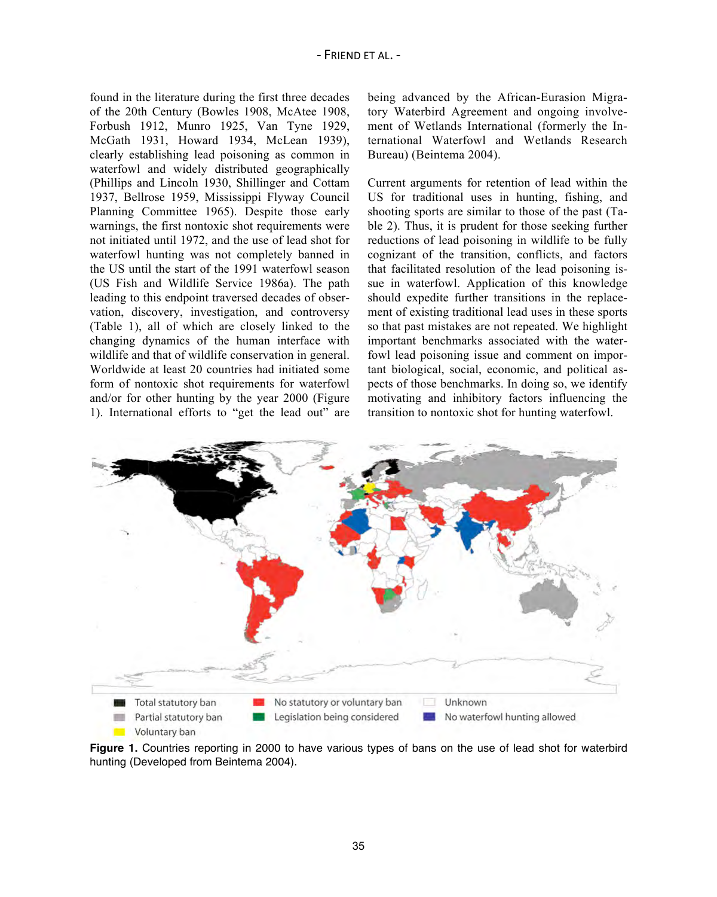found in the literature during the first three decades of the 20th Century (Bowles 1908, McAtee 1908, Forbush 1912, Munro 1925, Van Tyne 1929, McGath 1931, Howard 1934, McLean 1939), clearly establishing lead poisoning as common in waterfowl and widely distributed geographically (Phillips and Lincoln 1930, Shillinger and Cottam 1937, Bellrose 1959, Mississippi Flyway Council Planning Committee 1965). Despite those early warnings, the first nontoxic shot requirements were not initiated until 1972, and the use of lead shot for waterfowl hunting was not completely banned in the US until the start of the 1991 waterfowl season (US Fish and Wildlife Service 1986a). The path leading to this endpoint traversed decades of observation, discovery, investigation, and controversy (Table 1), all of which are closely linked to the changing dynamics of the human interface with wildlife and that of wildlife conservation in general. Worldwide at least 20 countries had initiated some form of nontoxic shot requirements for waterfowl and/or for other hunting by the year 2000 (Figure 1). International efforts to "get the lead out" are being advanced by the African-Eurasion Migratory Waterbird Agreement and ongoing involvement of Wetlands International (formerly the International Waterfowl and Wetlands Research Bureau) (Beintema 2004).

Current arguments for retention of lead within the US for traditional uses in hunting, fishing, and shooting sports are similar to those of the past (Table 2). Thus, it is prudent for those seeking further reductions of lead poisoning in wildlife to be fully cognizant of the transition, conflicts, and factors that facilitated resolution of the lead poisoning issue in waterfowl. Application of this knowledge should expedite further transitions in the replacement of existing traditional lead uses in these sports so that past mistakes are not repeated. We highlight important benchmarks associated with the waterfowl lead poisoning issue and comment on important biological, social, economic, and political aspects of those benchmarks. In doing so, we identify motivating and inhibitory factors influencing the transition to nontoxic shot for hunting waterfowl.

**Figure 1.** Countries reporting in 2000 to have various types of bans on the use of lead shot for waterbird hunting (Developed from Beintema 2004).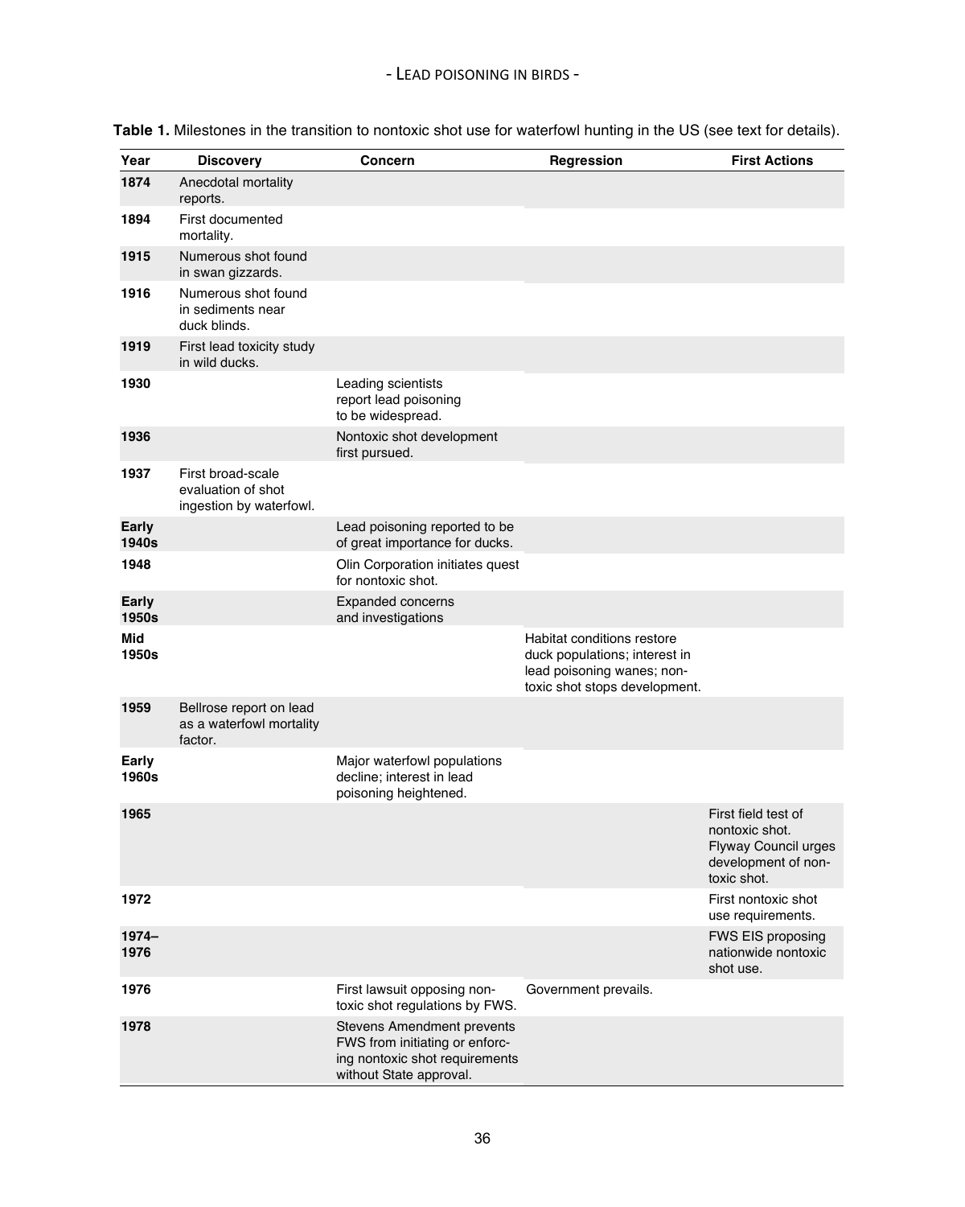**Table 1.** Milestones in the transition to nontoxic shot use for waterfowl hunting in the US (see text for details).

| Year | Discovery | Concern | Regression | First Actions |
|---|---|---|---|---|
| **1874** | Anecdotal mortality reports. | | | |
| **1894** | First documented mortality. | | | |
| **1915** | Numerous shot found in swan gizzards. | | | |
| **1916** | Numerous shot found in sediments near duck blinds. | | | |
| **1919** | First lead toxicity study in wild ducks. | | | |
| **1930** | | Leading scientists report lead poisoning to be widespread. | | |
| **1936** | | Nontoxic shot development first pursued. | | |
| **1937** | First broad-scale evaluation of shot ingestion by waterfowl. | | | |
| **Early 1940s** | | Lead poisoning reported to be of great importance for ducks. | | |
| **1948** | | Olin Corporation initiates quest for nontoxic shot. | | |
| **Early 1950s** | | Expanded concerns and investigations | | |
| **Mid 1950s** | | | Habitat conditions restore duck populations; interest in lead poisoning wanes; non-toxic shot stops development. | |
| **1959** | Bellrose report on lead as a waterfowl mortality factor. | | | |
| **Early 1960s** | | Major waterfowl populations decline; interest in lead poisoning heightened. | | |
| **1965** | | | | First field test of nontoxic shot. Flyway Council urges development of non-toxic shot. |
| **1972** | | | | First nontoxic shot use requirements. |
| **1974–1976** | | | | FWS EIS proposing nationwide nontoxic shot use. |
| **1976** | | First lawsuit opposing non-toxic shot regulations by FWS. | Government prevails. | |
| **1978** | | Stevens Amendment prevents FWS from initiating or enforcing nontoxic shot requirements without State approval. | | |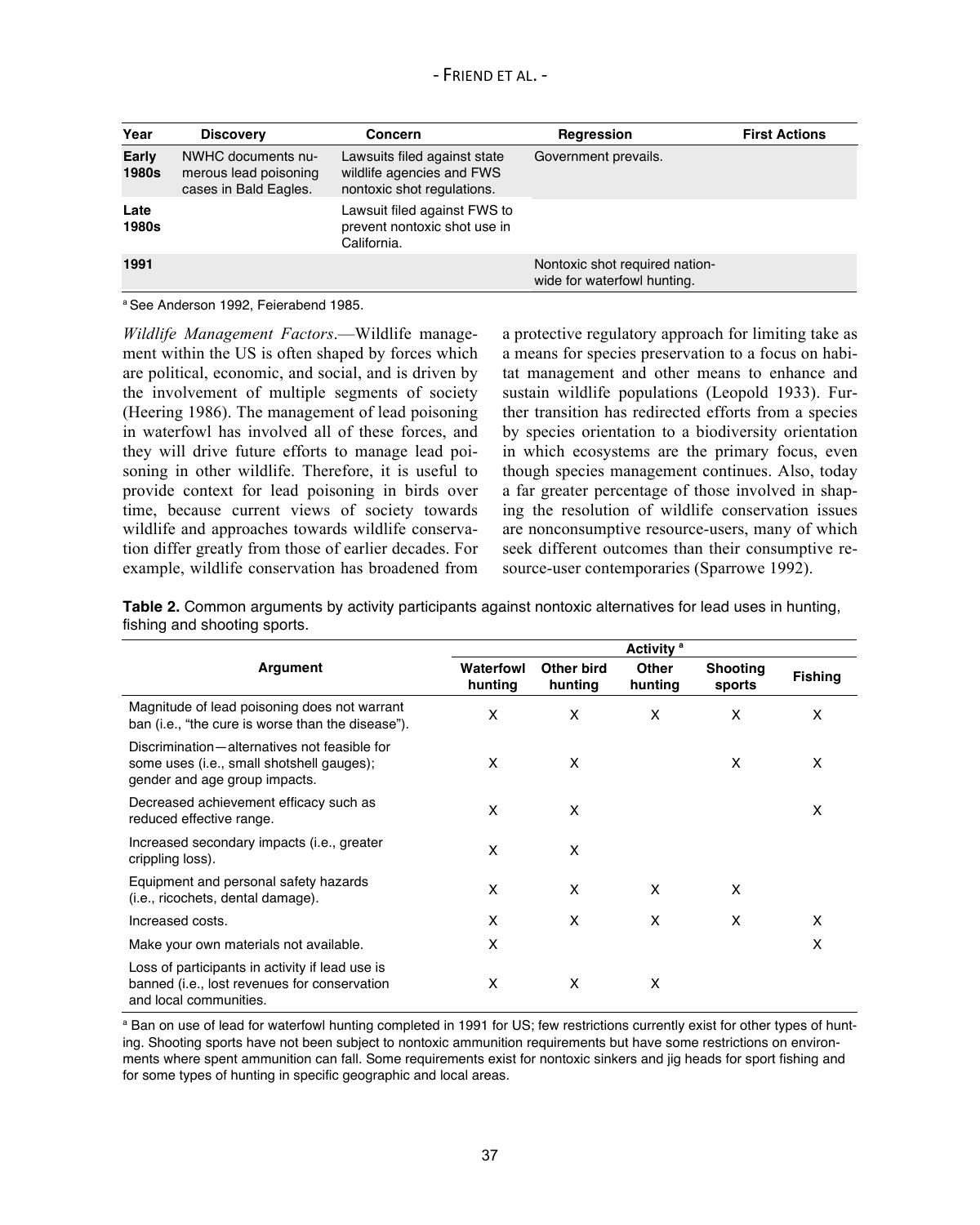| Year | Discovery | Concern | Regression | First Actions |
|---|---|---|---|---|
| **Early 1980s** | NWHC documents numerous lead poisoning cases in Bald Eagles. | Lawsuits filed against state wildlife agencies and FWS nontoxic shot regulations. | Government prevails. | |
| **Late 1980s** | | Lawsuit filed against FWS to prevent nontoxic shot use in California. | | |
| **1991** | | | Nontoxic shot required nationwide for waterfowl hunting. | |

[a] See Anderson 1992, Feierabend 1985.

*Wildlife Management Factors*.—Wildlife management within the US is often shaped by forces which are political, economic, and social, and is driven by the involvement of multiple segments of society (Heering 1986). The management of lead poisoning in waterfowl has involved all of these forces, and they will drive future efforts to manage lead poisoning in other wildlife. Therefore, it is useful to provide context for lead poisoning in birds over time, because current views of society towards wildlife and approaches towards wildlife conservation differ greatly from those of earlier decades. For example, wildlife conservation has broadened from a protective regulatory approach for limiting take as a means for species preservation to a focus on habitat management and other means to enhance and sustain wildlife populations (Leopold 1933). Further transition has redirected efforts from a species by species orientation to a biodiversity orientation in which ecosystems are the primary focus, even though species management continues. Also, today a far greater percentage of those involved in shaping the resolution of wildlife conservation issues are nonconsumptive resource-users, many of which seek different outcomes than their consumptive resource-user contemporaries (Sparrowe 1992).

**Table 2.** Common arguments by activity participants against nontoxic alternatives for lead uses in hunting, fishing and shooting sports.

| Argument | Activity [a] | | | | |
|---|---|---|---|---|---|
| | Waterfowl hunting | Other bird hunting | Other hunting | Shooting sports | Fishing |
| Magnitude of lead poisoning does not warrant ban (i.e., "the cure is worse than the disease"). | X | X | X | X | X |
| Discrimination—alternatives not feasible for some uses (i.e., small shotshell gauges); gender and age group impacts. | X | X | | X | X |
| Decreased achievement efficacy such as reduced effective range. | X | X | | | X |
| Increased secondary impacts (i.e., greater crippling loss). | X | X | | | |
| Equipment and personal safety hazards (i.e., ricochets, dental damage). | X | X | X | X | |
| Increased costs. | X | X | X | X | X |
| Make your own materials not available. | X | | | | X |
| Loss of participants in activity if lead use is banned (i.e., lost revenues for conservation and local communities. | X | X | X | | |

[a] Ban on use of lead for waterfowl hunting completed in 1991 for US; few restrictions currently exist for other types of hunting. Shooting sports have not been subject to nontoxic ammunition requirements but have some restrictions on environments where spent ammunition can fall. Some requirements exist for nontoxic sinkers and jig heads for sport fishing and for some types of hunting in specific geographic and local areas.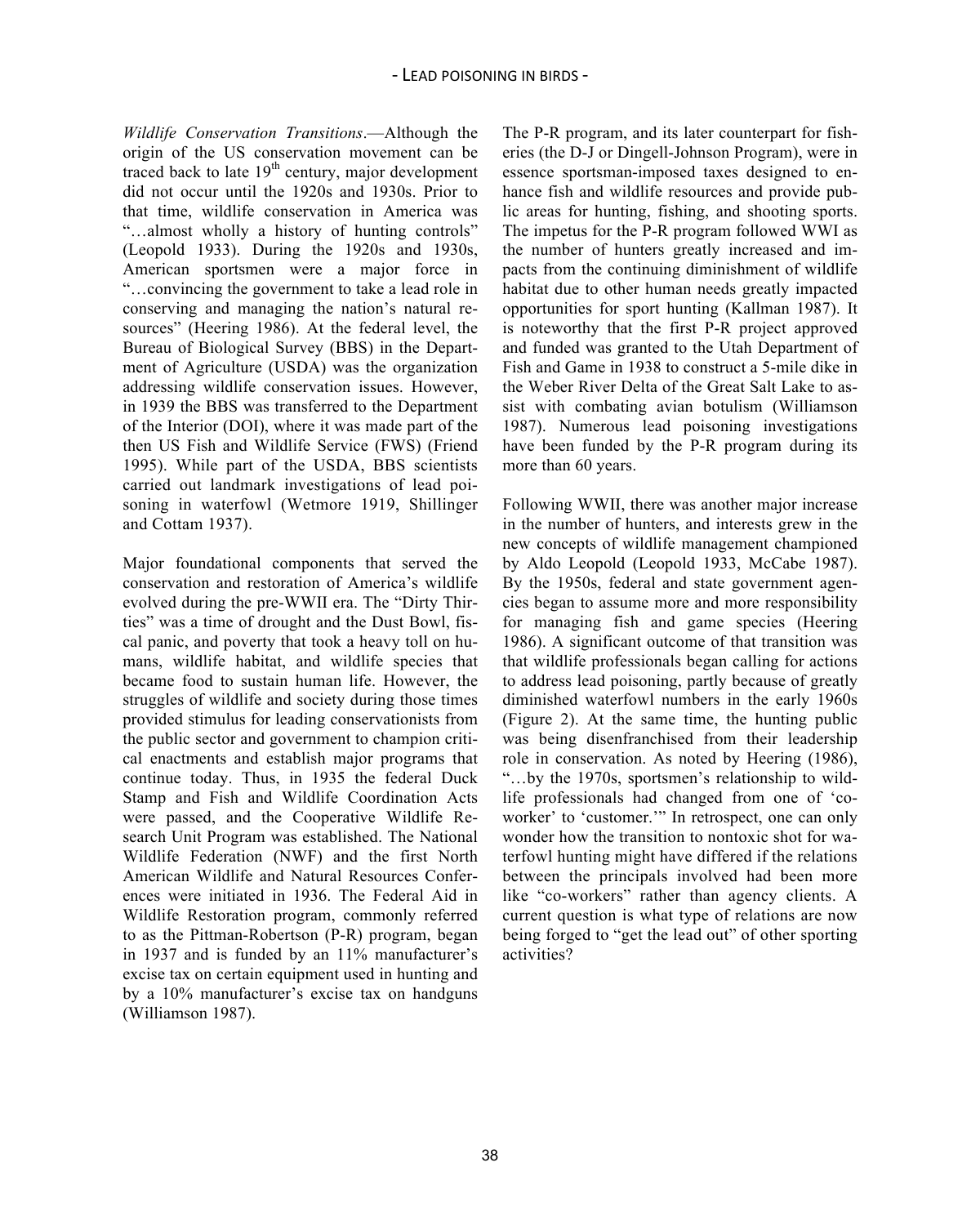*Wildlife Conservation Transitions*.—Although the origin of the US conservation movement can be traced back to late 19th century, major development did not occur until the 1920s and 1930s. Prior to that time, wildlife conservation in America was "…almost wholly a history of hunting controls" (Leopold 1933). During the 1920s and 1930s, American sportsmen were a major force in "…convincing the government to take a lead role in conserving and managing the nation's natural resources" (Heering 1986). At the federal level, the Bureau of Biological Survey (BBS) in the Department of Agriculture (USDA) was the organization addressing wildlife conservation issues. However, in 1939 the BBS was transferred to the Department of the Interior (DOI), where it was made part of the then US Fish and Wildlife Service (FWS) (Friend 1995). While part of the USDA, BBS scientists carried out landmark investigations of lead poisoning in waterfowl (Wetmore 1919, Shillinger and Cottam 1937).

Major foundational components that served the conservation and restoration of America's wildlife evolved during the pre-WWII era. The "Dirty Thirties" was a time of drought and the Dust Bowl, fiscal panic, and poverty that took a heavy toll on humans, wildlife habitat, and wildlife species that became food to sustain human life. However, the struggles of wildlife and society during those times provided stimulus for leading conservationists from the public sector and government to champion critical enactments and establish major programs that continue today. Thus, in 1935 the federal Duck Stamp and Fish and Wildlife Coordination Acts were passed, and the Cooperative Wildlife Research Unit Program was established. The National Wildlife Federation (NWF) and the first North American Wildlife and Natural Resources Conferences were initiated in 1936. The Federal Aid in Wildlife Restoration program, commonly referred to as the Pittman-Robertson (P-R) program, began in 1937 and is funded by an 11% manufacturer's excise tax on certain equipment used in hunting and by a 10% manufacturer's excise tax on handguns (Williamson 1987).

The P-R program, and its later counterpart for fisheries (the D-J or Dingell-Johnson Program), were in essence sportsman-imposed taxes designed to enhance fish and wildlife resources and provide public areas for hunting, fishing, and shooting sports. The impetus for the P-R program followed WWI as the number of hunters greatly increased and impacts from the continuing diminishment of wildlife habitat due to other human needs greatly impacted opportunities for sport hunting (Kallman 1987). It is noteworthy that the first P-R project approved and funded was granted to the Utah Department of Fish and Game in 1938 to construct a 5-mile dike in the Weber River Delta of the Great Salt Lake to assist with combating avian botulism (Williamson 1987). Numerous lead poisoning investigations have been funded by the P-R program during its more than 60 years.

Following WWII, there was another major increase in the number of hunters, and interests grew in the new concepts of wildlife management championed by Aldo Leopold (Leopold 1933, McCabe 1987). By the 1950s, federal and state government agencies began to assume more and more responsibility for managing fish and game species (Heering 1986). A significant outcome of that transition was that wildlife professionals began calling for actions to address lead poisoning, partly because of greatly diminished waterfowl numbers in the early 1960s (Figure 2). At the same time, the hunting public was being disenfranchised from their leadership role in conservation. As noted by Heering (1986), "…by the 1970s, sportsmen's relationship to wildlife professionals had changed from one of 'co-worker' to 'customer.'" In retrospect, one can only wonder how the transition to nontoxic shot for waterfowl hunting might have differed if the relations between the principals involved had been more like "co-workers" rather than agency clients. A current question is what type of relations are now being forged to "get the lead out" of other sporting activities?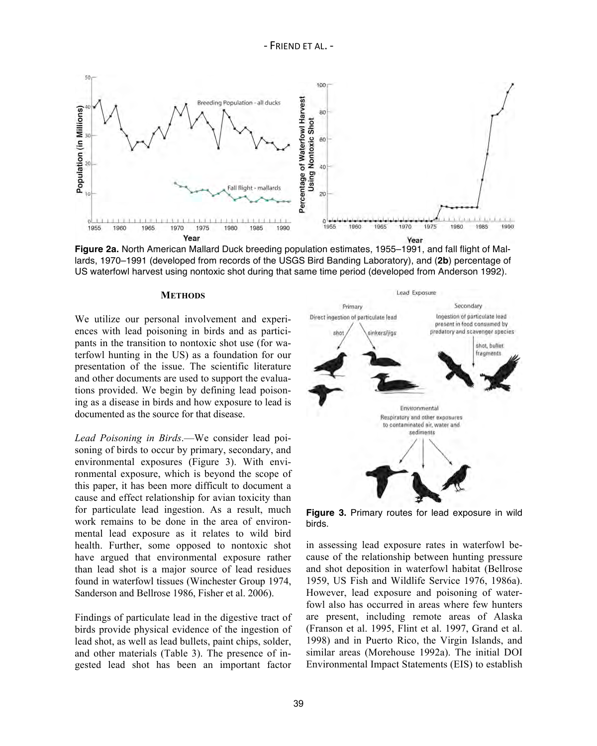**Figure 2a.** North American Mallard Duck breeding population estimates, 1955–1991, and fall flight of Mallards, 1970–1991 (developed from records of the USGS Bird Banding Laboratory), and (**2b**) percentage of US waterfowl harvest using nontoxic shot during that same time period (developed from Anderson 1992).

## METHODS

We utilize our personal involvement and experiences with lead poisoning in birds and as participants in the transition to nontoxic shot use (for waterfowl hunting in the US) as a foundation for our presentation of the issue. The scientific literature and other documents are used to support the evaluations provided. We begin by defining lead poisoning as a disease in birds and how exposure to lead is documented as the source for that disease.

*Lead Poisoning in Birds*.—We consider lead poisoning of birds to occur by primary, secondary, and environmental exposures (Figure 3). With environmental exposure, which is beyond the scope of this paper, it has been more difficult to document a cause and effect relationship for avian toxicity than for particulate lead ingestion. As a result, much work remains to be done in the area of environmental lead exposure as it relates to wild bird health. Further, some opposed to nontoxic shot have argued that environmental exposure rather than lead shot is a major source of lead residues found in waterfowl tissues (Winchester Group 1974, Sanderson and Bellrose 1986, Fisher et al. 2006).

Findings of particulate lead in the digestive tract of birds provide physical evidence of the ingestion of lead shot, as well as lead bullets, paint chips, solder, and other materials (Table 3). The presence of ingested lead shot has been an important factor in assessing lead exposure rates in waterfowl because of the relationship between hunting pressure and shot deposition in waterfowl habitat (Bellrose 1959, US Fish and Wildlife Service 1976, 1986a). However, lead exposure and poisoning of waterfowl also has occurred in areas where few hunters are present, including remote areas of Alaska (Franson et al. 1995, Flint et al. 1997, Grand et al. 1998) and in Puerto Rico, the Virgin Islands, and similar areas (Morehouse 1992a). The initial DOI Environmental Impact Statements (EIS) to establish

**Figure 3.** Primary routes for lead exposure in wild birds.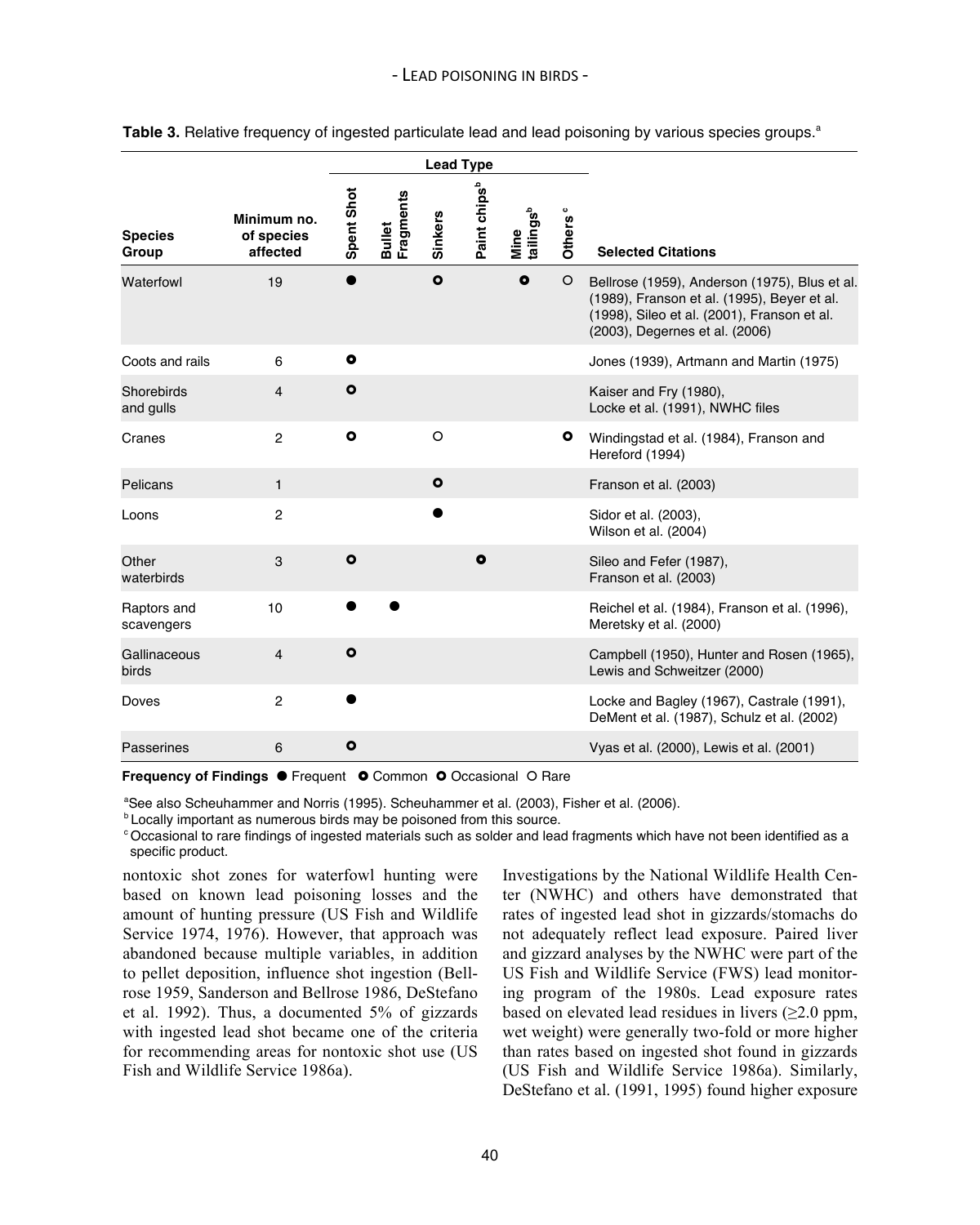**Table 3.** Relative frequency of ingested particulate lead and lead poisoning by various species groups.[a]

| Species Group | Minimum no. of species affected | Lead Type | | | | | | Selected Citations |
|---|---|---|---|---|---|---|---|---|
| | | Spent Shot | Bullet Fragments | Sinkers | Paint chips[b] | Mine tailings[b] | Others[c] | |
| Waterfowl | 19 | ● | | ◉ | | ◉ | ○ | Bellrose (1959), Anderson (1975), Blus et al. (1989), Franson et al. (1995), Beyer et al. (1998), Sileo et al. (2001), Franson et al. (2003), Degernes et al. (2006) |
| Coots and rails | 6 | ◉ | | | | | | Jones (1939), Artmann and Martin (1975) |
| Shorebirds and gulls | 4 | ◉ | | | | | | Kaiser and Fry (1980), Locke et al. (1991), NWHC files |
| Cranes | 2 | ◉ | | ○ | | | ◉ | Windingstad et al. (1984), Franson and Hereford (1994) |
| Pelicans | 1 | | | ◉ | | | | Franson et al. (2003) |
| Loons | 2 | | | ● | | | | Sidor et al. (2003), Wilson et al. (2004) |
| Other waterbirds | 3 | ◉ | | | ⊙ | | | Sileo and Fefer (1987), Franson et al. (2003) |
| Raptors and scavengers | 10 | ● | ● | | | | | Reichel et al. (1984), Franson et al. (1996), Meretsky et al. (2000) |
| Gallinaceous birds | 4 | ◉ | | | | | | Campbell (1950), Hunter and Rosen (1965), Lewis and Schweitzer (2000) |
| Doves | 2 | ● | | | | | | Locke and Bagley (1967), Castrale (1991), DeMent et al. (1987), Schulz et al. (2002) |
| Passerines | 6 | ◉ | | | | | | Vyas et al. (2000), Lewis et al. (2001) |

**Frequency of Findings** ● Frequent ◉ Common ⊙ Occasional ○ Rare

[a]See also Scheuhammer and Norris (1995). Scheuhammer et al. (2003), Fisher et al. (2006).

[b]Locally important as numerous birds may be poisoned from this source.

[c]Occasional to rare findings of ingested materials such as solder and lead fragments which have not been identified as a specific product.

nontoxic shot zones for waterfowl hunting were based on known lead poisoning losses and the amount of hunting pressure (US Fish and Wildlife Service 1974, 1976). However, that approach was abandoned because multiple variables, in addition to pellet deposition, influence shot ingestion (Bellrose 1959, Sanderson and Bellrose 1986, DeStefano et al. 1992). Thus, a documented 5% of gizzards with ingested lead shot became one of the criteria for recommending areas for nontoxic shot use (US Fish and Wildlife Service 1986a).

Investigations by the National Wildlife Health Center (NWHC) and others have demonstrated that rates of ingested lead shot in gizzards/stomachs do not adequately reflect lead exposure. Paired liver and gizzard analyses by the NWHC were part of the US Fish and Wildlife Service (FWS) lead monitoring program of the 1980s. Lead exposure rates based on elevated lead residues in livers (≥2.0 ppm, wet weight) were generally two-fold or more higher than rates based on ingested shot found in gizzards (US Fish and Wildlife Service 1986a). Similarly, DeStefano et al. (1991, 1995) found higher exposure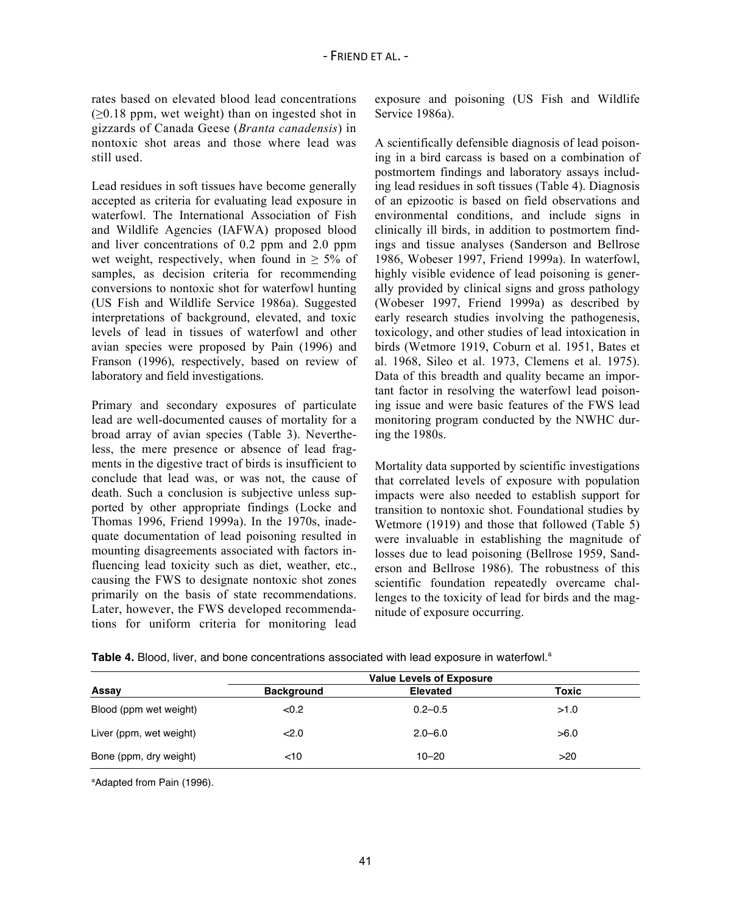rates based on elevated blood lead concentrations (≥0.18 ppm, wet weight) than on ingested shot in gizzards of Canada Geese (*Branta canadensis*) in nontoxic shot areas and those where lead was still used.

Lead residues in soft tissues have become generally accepted as criteria for evaluating lead exposure in waterfowl. The International Association of Fish and Wildlife Agencies (IAFWA) proposed blood and liver concentrations of 0.2 ppm and 2.0 ppm wet weight, respectively, when found in ≥ 5% of samples, as decision criteria for recommending conversions to nontoxic shot for waterfowl hunting (US Fish and Wildlife Service 1986a). Suggested interpretations of background, elevated, and toxic levels of lead in tissues of waterfowl and other avian species were proposed by Pain (1996) and Franson (1996), respectively, based on review of laboratory and field investigations.

Primary and secondary exposures of particulate lead are well-documented causes of mortality for a broad array of avian species (Table 3). Nevertheless, the mere presence or absence of lead fragments in the digestive tract of birds is insufficient to conclude that lead was, or was not, the cause of death. Such a conclusion is subjective unless supported by other appropriate findings (Locke and Thomas 1996, Friend 1999a). In the 1970s, inadequate documentation of lead poisoning resulted in mounting disagreements associated with factors influencing lead toxicity such as diet, weather, etc., causing the FWS to designate nontoxic shot zones primarily on the basis of state recommendations. Later, however, the FWS developed recommendations for uniform criteria for monitoring lead exposure and poisoning (US Fish and Wildlife Service 1986a).

A scientifically defensible diagnosis of lead poisoning in a bird carcass is based on a combination of postmortem findings and laboratory assays including lead residues in soft tissues (Table 4). Diagnosis of an epizootic is based on field observations and environmental conditions, and include signs in clinically ill birds, in addition to postmortem findings and tissue analyses (Sanderson and Bellrose 1986, Wobeser 1997, Friend 1999a). In waterfowl, highly visible evidence of lead poisoning is generally provided by clinical signs and gross pathology (Wobeser 1997, Friend 1999a) as described by early research studies involving the pathogenesis, toxicology, and other studies of lead intoxication in birds (Wetmore 1919, Coburn et al. 1951, Bates et al. 1968, Sileo et al. 1973, Clemens et al. 1975). Data of this breadth and quality became an important factor in resolving the waterfowl lead poisoning issue and were basic features of the FWS lead monitoring program conducted by the NWHC during the 1980s.

Mortality data supported by scientific investigations that correlated levels of exposure with population impacts were also needed to establish support for transition to nontoxic shot. Foundational studies by Wetmore (1919) and those that followed (Table 5) were invaluable in establishing the magnitude of losses due to lead poisoning (Bellrose 1959, Sanderson and Bellrose 1986). The robustness of this scientific foundation repeatedly overcame challenges to the toxicity of lead for birds and the magnitude of exposure occurring.

**Table 4.** Blood, liver, and bone concentrations associated with lead exposure in waterfowl.[a]

| | Value Levels of Exposure | | |
|---|---|---|---|
| **Assay** | **Background** | **Elevated** | **Toxic** |
| Blood (ppm wet weight) | <0.2 | 0.2–0.5 | >1.0 |
| Liver (ppm, wet weight) | <2.0 | 2.0–6.0 | >6.0 |
| Bone (ppm, dry weight) | <10 | 10–20 | >20 |

[a]Adapted from Pain (1996).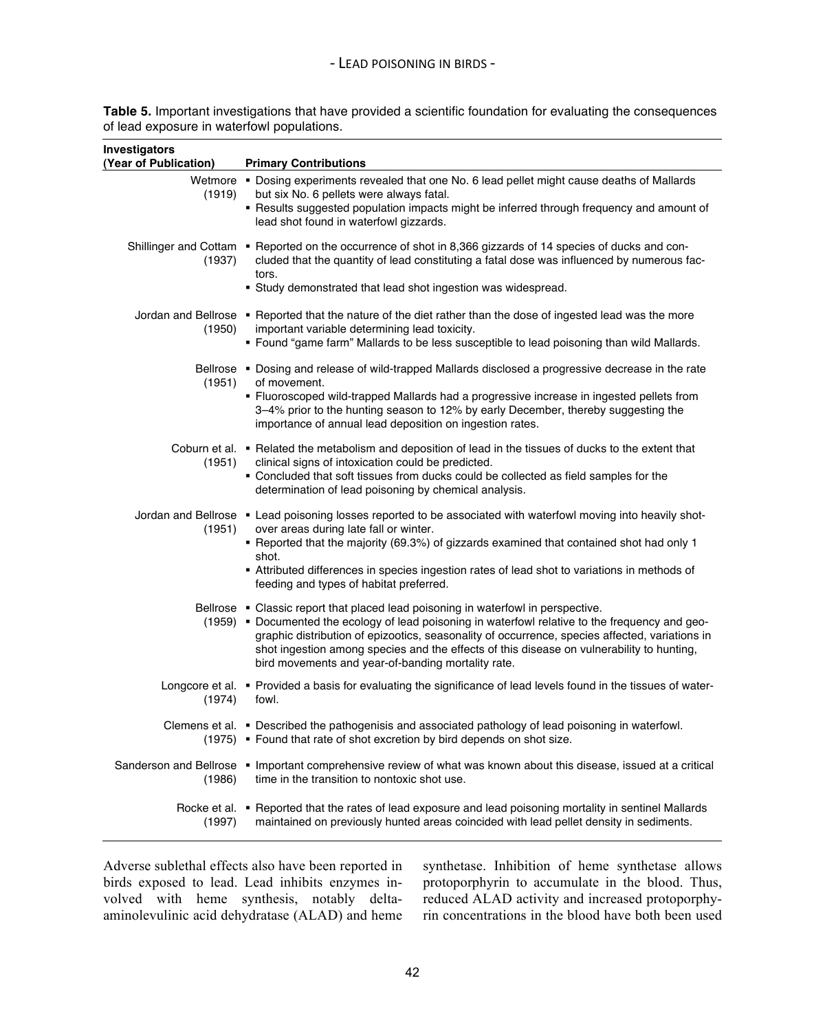**Table 5.** Important investigations that have provided a scientific foundation for evaluating the consequences of lead exposure in waterfowl populations.

| Investigators (Year of Publication) | Primary Contributions |
|---|---|
| Wetmore (1919) | ▪ Dosing experiments revealed that one No. 6 lead pellet might cause deaths of Mallards but six No. 6 pellets were always fatal. ▪ Results suggested population impacts might be inferred through frequency and amount of lead shot found in waterfowl gizzards. |
| Shillinger and Cottam (1937) | ▪ Reported on the occurrence of shot in 8,366 gizzards of 14 species of ducks and concluded that the quantity of lead constituting a fatal dose was influenced by numerous factors. ▪ Study demonstrated that lead shot ingestion was widespread. |
| Jordan and Bellrose (1950) | ▪ Reported that the nature of the diet rather than the dose of ingested lead was the more important variable determining lead toxicity. ▪ Found "game farm" Mallards to be less susceptible to lead poisoning than wild Mallards. |
| Bellrose (1951) | ▪ Dosing and release of wild-trapped Mallards disclosed a progressive decrease in the rate of movement. ▪ Fluoroscoped wild-trapped Mallards had a progressive increase in ingested pellets from 3–4% prior to the hunting season to 12% by early December, thereby suggesting the importance of annual lead deposition on ingestion rates. |
| Coburn et al. (1951) | ▪ Related the metabolism and deposition of lead in the tissues of ducks to the extent that clinical signs of intoxication could be predicted. ▪ Concluded that soft tissues from ducks could be collected as field samples for the determination of lead poisoning by chemical analysis. |
| Jordan and Bellrose (1951) | ▪ Lead poisoning losses reported to be associated with waterfowl moving into heavily shot-over areas during late fall or winter. ▪ Reported that the majority (69.3%) of gizzards examined that contained shot had only 1 shot. ▪ Attributed differences in species ingestion rates of lead shot to variations in methods of feeding and types of habitat preferred. |
| Bellrose (1959) | ▪ Classic report that placed lead poisoning in waterfowl in perspective. ▪ Documented the ecology of lead poisoning in waterfowl relative to the frequency and geographic distribution of epizootics, seasonality of occurrence, species affected, variations in shot ingestion among species and the effects of this disease on vulnerability to hunting, bird movements and year-of-banding mortality rate. |
| Longcore et al. (1974) | ▪ Provided a basis for evaluating the significance of lead levels found in the tissues of waterfowl. |
| Clemens et al. (1975) | ▪ Described the pathogenisis and associated pathology of lead poisoning in waterfowl. ▪ Found that rate of shot excretion by bird depends on shot size. |
| Sanderson and Bellrose (1986) | ▪ Important comprehensive review of what was known about this disease, issued at a critical time in the transition to nontoxic shot use. |
| Rocke et al. (1997) | ▪ Reported that the rates of lead exposure and lead poisoning mortality in sentinel Mallards maintained on previously hunted areas coincided with lead pellet density in sediments. |

Adverse sublethal effects also have been reported in birds exposed to lead. Lead inhibits enzymes involved with heme synthesis, notably delta-aminolevulinic acid dehydratase (ALAD) and heme synthetase. Inhibition of heme synthetase allows protoporphyrin to accumulate in the blood. Thus, reduced ALAD activity and increased protoporphyrin concentrations in the blood have both been used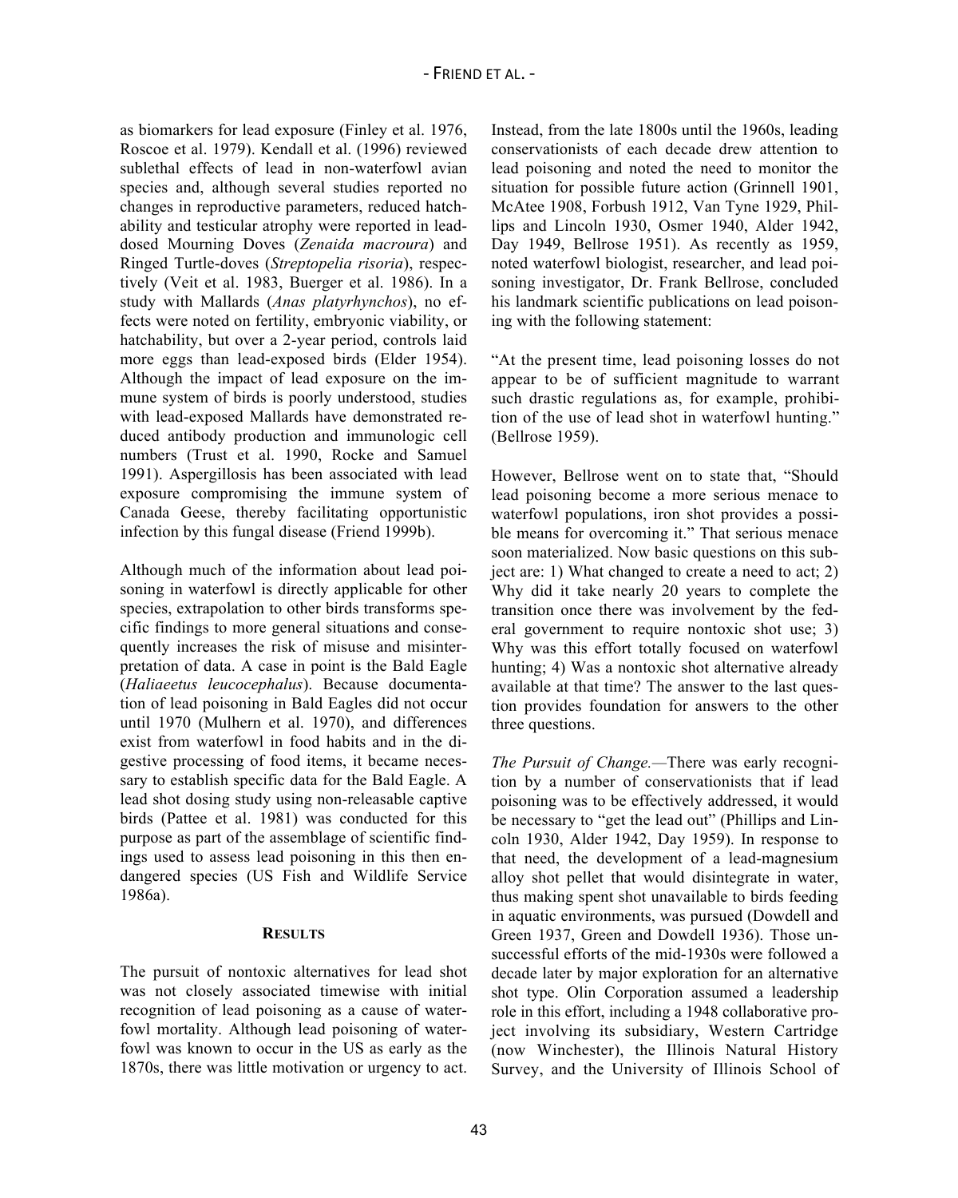as biomarkers for lead exposure (Finley et al. 1976, Roscoe et al. 1979). Kendall et al. (1996) reviewed sublethal effects of lead in non-waterfowl avian species and, although several studies reported no changes in reproductive parameters, reduced hatchability and testicular atrophy were reported in lead-dosed Mourning Doves (*Zenaida macroura*) and Ringed Turtle-doves (*Streptopelia risoria*), respectively (Veit et al. 1983, Buerger et al. 1986). In a study with Mallards (*Anas platyrhynchos*), no effects were noted on fertility, embryonic viability, or hatchability, but over a 2-year period, controls laid more eggs than lead-exposed birds (Elder 1954). Although the impact of lead exposure on the immune system of birds is poorly understood, studies with lead-exposed Mallards have demonstrated reduced antibody production and immunologic cell numbers (Trust et al. 1990, Rocke and Samuel 1991). Aspergillosis has been associated with lead exposure compromising the immune system of Canada Geese, thereby facilitating opportunistic infection by this fungal disease (Friend 1999b).

Although much of the information about lead poisoning in waterfowl is directly applicable for other species, extrapolation to other birds transforms specific findings to more general situations and consequently increases the risk of misuse and misinterpretation of data. A case in point is the Bald Eagle (*Haliaeetus leucocephalus*). Because documentation of lead poisoning in Bald Eagles did not occur until 1970 (Mulhern et al. 1970), and differences exist from waterfowl in food habits and in the digestive processing of food items, it became necessary to establish specific data for the Bald Eagle. A lead shot dosing study using non-releasable captive birds (Pattee et al. 1981) was conducted for this purpose as part of the assemblage of scientific findings used to assess lead poisoning in this then endangered species (US Fish and Wildlife Service 1986a).

## RESULTS

The pursuit of nontoxic alternatives for lead shot was not closely associated timewise with initial recognition of lead poisoning as a cause of waterfowl mortality. Although lead poisoning of waterfowl was known to occur in the US as early as the 1870s, there was little motivation or urgency to act. Instead, from the late 1800s until the 1960s, leading conservationists of each decade drew attention to lead poisoning and noted the need to monitor the situation for possible future action (Grinnell 1901, McAtee 1908, Forbush 1912, Van Tyne 1929, Phillips and Lincoln 1930, Osmer 1940, Alder 1942, Day 1949, Bellrose 1951). As recently as 1959, noted waterfowl biologist, researcher, and lead poisoning investigator, Dr. Frank Bellrose, concluded his landmark scientific publications on lead poisoning with the following statement:

"At the present time, lead poisoning losses do not appear to be of sufficient magnitude to warrant such drastic regulations as, for example, prohibition of the use of lead shot in waterfowl hunting." (Bellrose 1959).

However, Bellrose went on to state that, "Should lead poisoning become a more serious menace to waterfowl populations, iron shot provides a possible means for overcoming it." That serious menace soon materialized. Now basic questions on this subject are: 1) What changed to create a need to act; 2) Why did it take nearly 20 years to complete the transition once there was involvement by the federal government to require nontoxic shot use; 3) Why was this effort totally focused on waterfowl hunting; 4) Was a nontoxic shot alternative already available at that time? The answer to the last question provides foundation for answers to the other three questions.

*The Pursuit of Change.*—There was early recognition by a number of conservationists that if lead poisoning was to be effectively addressed, it would be necessary to "get the lead out" (Phillips and Lincoln 1930, Alder 1942, Day 1959). In response to that need, the development of a lead-magnesium alloy shot pellet that would disintegrate in water, thus making spent shot unavailable to birds feeding in aquatic environments, was pursued (Dowdell and Green 1937, Green and Dowdell 1936). Those unsuccessful efforts of the mid-1930s were followed a decade later by major exploration for an alternative shot type. Olin Corporation assumed a leadership role in this effort, including a 1948 collaborative project involving its subsidiary, Western Cartridge (now Winchester), the Illinois Natural History Survey, and the University of Illinois School of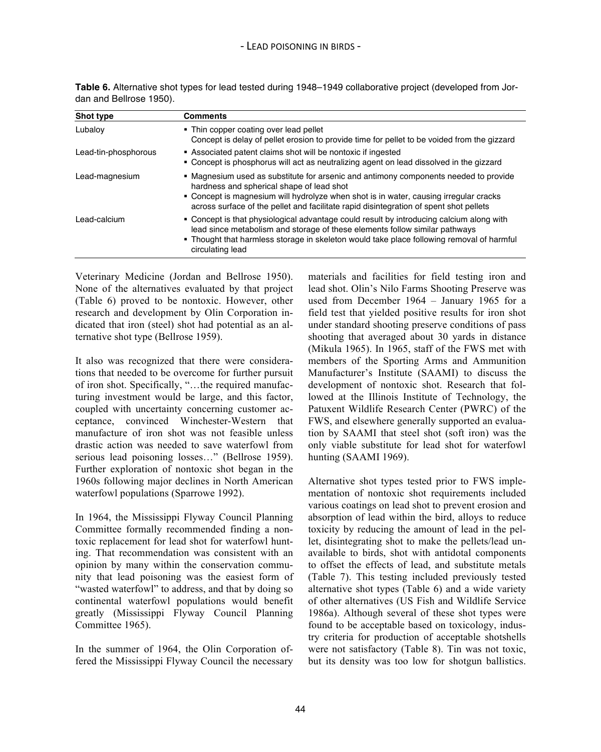**Table 6.** Alternative shot types for lead tested during 1948–1949 collaborative project (developed from Jordan and Bellrose 1950).

| Shot type | Comments |
|---|---|
| Lubaloy | ▪ Thin copper coating over lead pellet<br>Concept is delay of pellet erosion to provide time for pellet to be voided from the gizzard |
| Lead-tin-phosphorous | ▪ Associated patent claims shot will be nontoxic if ingested<br>▪ Concept is phosphorus will act as neutralizing agent on lead dissolved in the gizzard |
| Lead-magnesium | ▪ Magnesium used as substitute for arsenic and antimony components needed to provide hardness and spherical shape of lead shot<br>▪ Concept is magnesium will hydrolyze when shot is in water, causing irregular cracks across surface of the pellet and facilitate rapid disintegration of spent shot pellets |
| Lead-calcium | ▪ Concept is that physiological advantage could result by introducing calcium along with lead since metabolism and storage of these elements follow similar pathways<br>▪ Thought that harmless storage in skeleton would take place following removal of harmful circulating lead |

Veterinary Medicine (Jordan and Bellrose 1950). None of the alternatives evaluated by that project (Table 6) proved to be nontoxic. However, other research and development by Olin Corporation indicated that iron (steel) shot had potential as an alternative shot type (Bellrose 1959).

It also was recognized that there were considerations that needed to be overcome for further pursuit of iron shot. Specifically, "…the required manufacturing investment would be large, and this factor, coupled with uncertainty concerning customer acceptance, convinced Winchester-Western that manufacture of iron shot was not feasible unless drastic action was needed to save waterfowl from serious lead poisoning losses…" (Bellrose 1959). Further exploration of nontoxic shot began in the 1960s following major declines in North American waterfowl populations (Sparrowe 1992).

In 1964, the Mississippi Flyway Council Planning Committee formally recommended finding a nontoxic replacement for lead shot for waterfowl hunting. That recommendation was consistent with an opinion by many within the conservation community that lead poisoning was the easiest form of "wasted waterfowl" to address, and that by doing so continental waterfowl populations would benefit greatly (Mississippi Flyway Council Planning Committee 1965).

In the summer of 1964, the Olin Corporation offered the Mississippi Flyway Council the necessary materials and facilities for field testing iron and lead shot. Olin's Nilo Farms Shooting Preserve was used from December 1964 – January 1965 for a field test that yielded positive results for iron shot under standard shooting preserve conditions of pass shooting that averaged about 30 yards in distance (Mikula 1965). In 1965, staff of the FWS met with members of the Sporting Arms and Ammunition Manufacturer's Institute (SAAMI) to discuss the development of nontoxic shot. Research that followed at the Illinois Institute of Technology, the Patuxent Wildlife Research Center (PWRC) of the FWS, and elsewhere generally supported an evaluation by SAAMI that steel shot (soft iron) was the only viable substitute for lead shot for waterfowl hunting (SAAMI 1969).

Alternative shot types tested prior to FWS implementation of nontoxic shot requirements included various coatings on lead shot to prevent erosion and absorption of lead within the bird, alloys to reduce toxicity by reducing the amount of lead in the pellet, disintegrating shot to make the pellets/lead unavailable to birds, shot with antidotal components to offset the effects of lead, and substitute metals (Table 7). This testing included previously tested alternative shot types (Table 6) and a wide variety of other alternatives (US Fish and Wildlife Service 1986a). Although several of these shot types were found to be acceptable based on toxicology, industry criteria for production of acceptable shotshells were not satisfactory (Table 8). Tin was not toxic, but its density was too low for shotgun ballistics.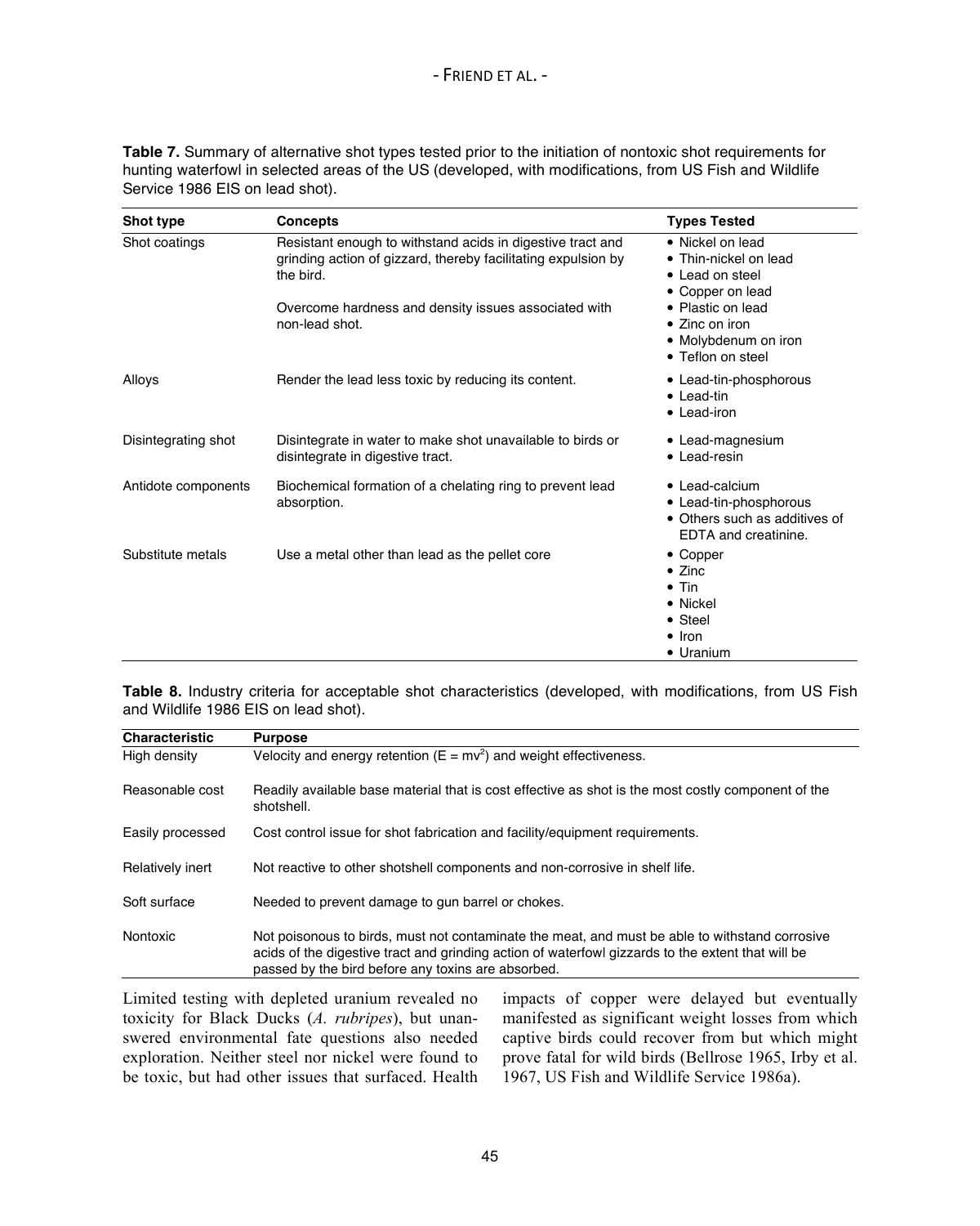**Table 7.** Summary of alternative shot types tested prior to the initiation of nontoxic shot requirements for hunting waterfowl in selected areas of the US (developed, with modifications, from US Fish and Wildlife Service 1986 EIS on lead shot).

| Shot type | Concepts | Types Tested |
|---|---|---|
| Shot coatings | Resistant enough to withstand acids in digestive tract and grinding action of gizzard, thereby facilitating expulsion by the bird.<br><br>Overcome hardness and density issues associated with non-lead shot. | • Nickel on lead<br>• Thin-nickel on lead<br>• Lead on steel<br>• Copper on lead<br>• Plastic on lead<br>• Zinc on iron<br>• Molybdenum on iron<br>• Teflon on steel |
| Alloys | Render the lead less toxic by reducing its content. | • Lead-tin-phosphorous<br>• Lead-tin<br>• Lead-iron |
| Disintegrating shot | Disintegrate in water to make shot unavailable to birds or disintegrate in digestive tract. | • Lead-magnesium<br>• Lead-resin |
| Antidote components | Biochemical formation of a chelating ring to prevent lead absorption. | • Lead-calcium<br>• Lead-tin-phosphorous<br>• Others such as additives of EDTA and creatinine. |
| Substitute metals | Use a metal other than lead as the pellet core | • Copper<br>• Zinc<br>• Tin<br>• Nickel<br>• Steel<br>• Iron<br>• Uranium |

**Table 8.** Industry criteria for acceptable shot characteristics (developed, with modifications, from US Fish and Wildlife 1986 EIS on lead shot).

| Characteristic | Purpose |
|---|---|
| High density | Velocity and energy retention ($E = mv^2$) and weight effectiveness. |
| Reasonable cost | Readily available base material that is cost effective as shot is the most costly component of the shotshell. |
| Easily processed | Cost control issue for shot fabrication and facility/equipment requirements. |
| Relatively inert | Not reactive to other shotshell components and non-corrosive in shelf life. |
| Soft surface | Needed to prevent damage to gun barrel or chokes. |
| Nontoxic | Not poisonous to birds, must not contaminate the meat, and must be able to withstand corrosive acids of the digestive tract and grinding action of waterfowl gizzards to the extent that will be passed by the bird before any toxins are absorbed. |

Limited testing with depleted uranium revealed no toxicity for Black Ducks (*A. rubripes*), but unanswered environmental fate questions also needed exploration. Neither steel nor nickel were found to be toxic, but had other issues that surfaced. Health impacts of copper were delayed but eventually manifested as significant weight losses from which captive birds could recover from but which might prove fatal for wild birds (Bellrose 1965, Irby et al. 1967, US Fish and Wildlife Service 1986a).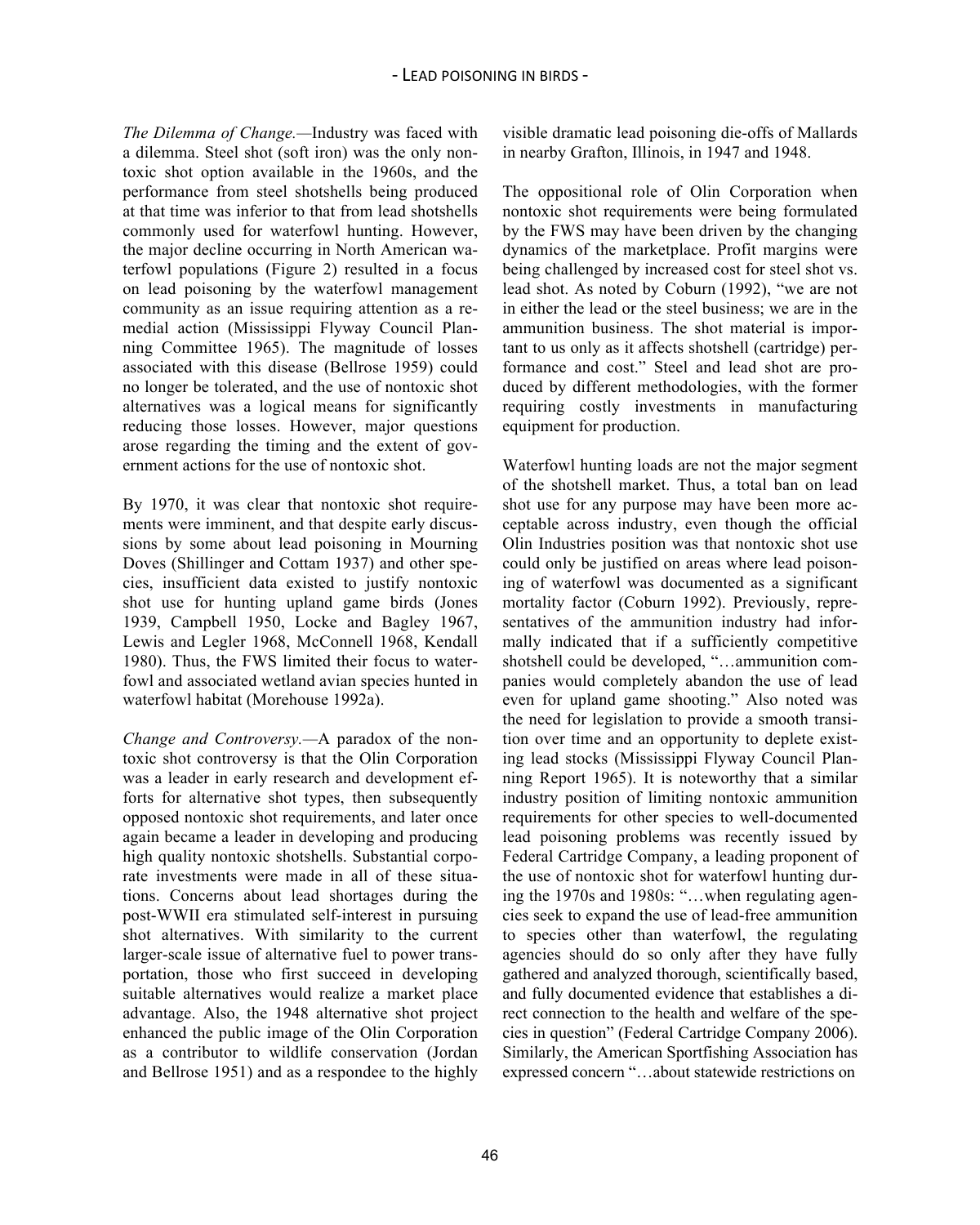*The Dilemma of Change.*—Industry was faced with a dilemma. Steel shot (soft iron) was the only nontoxic shot option available in the 1960s, and the performance from steel shotshells being produced at that time was inferior to that from lead shotshells commonly used for waterfowl hunting. However, the major decline occurring in North American waterfowl populations (Figure 2) resulted in a focus on lead poisoning by the waterfowl management community as an issue requiring attention as a remedial action (Mississippi Flyway Council Planning Committee 1965). The magnitude of losses associated with this disease (Bellrose 1959) could no longer be tolerated, and the use of nontoxic shot alternatives was a logical means for significantly reducing those losses. However, major questions arose regarding the timing and the extent of government actions for the use of nontoxic shot.

By 1970, it was clear that nontoxic shot requirements were imminent, and that despite early discussions by some about lead poisoning in Mourning Doves (Shillinger and Cottam 1937) and other species, insufficient data existed to justify nontoxic shot use for hunting upland game birds (Jones 1939, Campbell 1950, Locke and Bagley 1967, Lewis and Legler 1968, McConnell 1968, Kendall 1980). Thus, the FWS limited their focus to waterfowl and associated wetland avian species hunted in waterfowl habitat (Morehouse 1992a).

*Change and Controversy.*—A paradox of the nontoxic shot controversy is that the Olin Corporation was a leader in early research and development efforts for alternative shot types, then subsequently opposed nontoxic shot requirements, and later once again became a leader in developing and producing high quality nontoxic shotshells. Substantial corporate investments were made in all of these situations. Concerns about lead shortages during the post-WWII era stimulated self-interest in pursuing shot alternatives. With similarity to the current larger-scale issue of alternative fuel to power transportation, those who first succeed in developing suitable alternatives would realize a market place advantage. Also, the 1948 alternative shot project enhanced the public image of the Olin Corporation as a contributor to wildlife conservation (Jordan and Bellrose 1951) and as a respondee to the highly visible dramatic lead poisoning die-offs of Mallards in nearby Grafton, Illinois, in 1947 and 1948.

The oppositional role of Olin Corporation when nontoxic shot requirements were being formulated by the FWS may have been driven by the changing dynamics of the marketplace. Profit margins were being challenged by increased cost for steel shot vs. lead shot. As noted by Coburn (1992), "we are not in either the lead or the steel business; we are in the ammunition business. The shot material is important to us only as it affects shotshell (cartridge) performance and cost." Steel and lead shot are produced by different methodologies, with the former requiring costly investments in manufacturing equipment for production.

Waterfowl hunting loads are not the major segment of the shotshell market. Thus, a total ban on lead shot use for any purpose may have been more acceptable across industry, even though the official Olin Industries position was that nontoxic shot use could only be justified on areas where lead poisoning of waterfowl was documented as a significant mortality factor (Coburn 1992). Previously, representatives of the ammunition industry had informally indicated that if a sufficiently competitive shotshell could be developed, "…ammunition companies would completely abandon the use of lead even for upland game shooting." Also noted was the need for legislation to provide a smooth transition over time and an opportunity to deplete existing lead stocks (Mississippi Flyway Council Planning Report 1965). It is noteworthy that a similar industry position of limiting nontoxic ammunition requirements for other species to well-documented lead poisoning problems was recently issued by Federal Cartridge Company, a leading proponent of the use of nontoxic shot for waterfowl hunting during the 1970s and 1980s: "…when regulating agencies seek to expand the use of lead-free ammunition to species other than waterfowl, the regulating agencies should do so only after they have fully gathered and analyzed thorough, scientifically based, and fully documented evidence that establishes a direct connection to the health and welfare of the species in question" (Federal Cartridge Company 2006). Similarly, the American Sportfishing Association has expressed concern "…about statewide restrictions on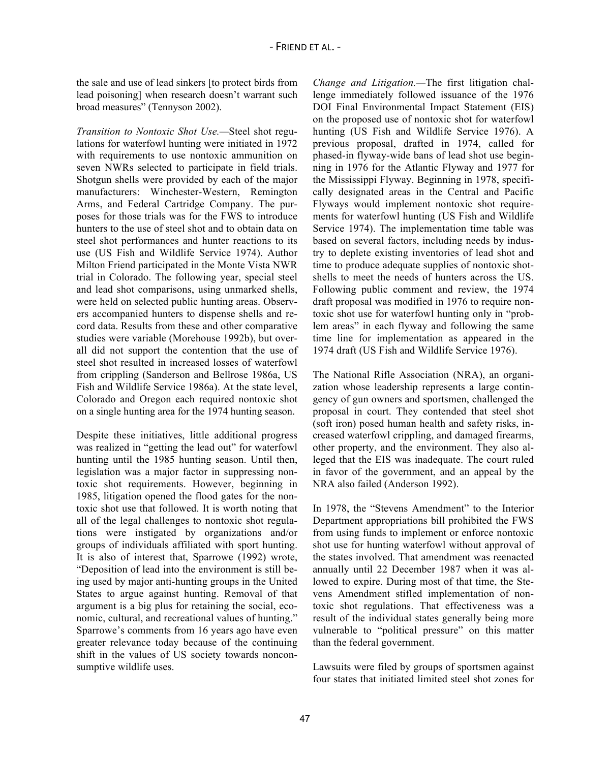the sale and use of lead sinkers [to protect birds from lead poisoning] when research doesn't warrant such broad measures" (Tennyson 2002).

*Transition to Nontoxic Shot Use.*—Steel shot regulations for waterfowl hunting were initiated in 1972 with requirements to use nontoxic ammunition on seven NWRs selected to participate in field trials. Shotgun shells were provided by each of the major manufacturers: Winchester-Western, Remington Arms, and Federal Cartridge Company. The purposes for those trials was for the FWS to introduce hunters to the use of steel shot and to obtain data on steel shot performances and hunter reactions to its use (US Fish and Wildlife Service 1974). Author Milton Friend participated in the Monte Vista NWR trial in Colorado. The following year, special steel and lead shot comparisons, using unmarked shells, were held on selected public hunting areas. Observers accompanied hunters to dispense shells and record data. Results from these and other comparative studies were variable (Morehouse 1992b), but overall did not support the contention that the use of steel shot resulted in increased losses of waterfowl from crippling (Sanderson and Bellrose 1986a, US Fish and Wildlife Service 1986a). At the state level, Colorado and Oregon each required nontoxic shot on a single hunting area for the 1974 hunting season.

Despite these initiatives, little additional progress was realized in "getting the lead out" for waterfowl hunting until the 1985 hunting season. Until then, legislation was a major factor in suppressing nontoxic shot requirements. However, beginning in 1985, litigation opened the flood gates for the nontoxic shot use that followed. It is worth noting that all of the legal challenges to nontoxic shot regulations were instigated by organizations and/or groups of individuals affiliated with sport hunting. It is also of interest that, Sparrowe (1992) wrote, "Deposition of lead into the environment is still being used by major anti-hunting groups in the United States to argue against hunting. Removal of that argument is a big plus for retaining the social, economic, cultural, and recreational values of hunting." Sparrowe's comments from 16 years ago have even greater relevance today because of the continuing shift in the values of US society towards nonconsumptive wildlife uses.

*Change and Litigation.*—The first litigation challenge immediately followed issuance of the 1976 DOI Final Environmental Impact Statement (EIS) on the proposed use of nontoxic shot for waterfowl hunting (US Fish and Wildlife Service 1976). A previous proposal, drafted in 1974, called for phased-in flyway-wide bans of lead shot use beginning in 1976 for the Atlantic Flyway and 1977 for the Mississippi Flyway. Beginning in 1978, specifically designated areas in the Central and Pacific Flyways would implement nontoxic shot requirements for waterfowl hunting (US Fish and Wildlife Service 1974). The implementation time table was based on several factors, including needs by industry to deplete existing inventories of lead shot and time to produce adequate supplies of nontoxic shotshells to meet the needs of hunters across the US. Following public comment and review, the 1974 draft proposal was modified in 1976 to require nontoxic shot use for waterfowl hunting only in "problem areas" in each flyway and following the same time line for implementation as appeared in the 1974 draft (US Fish and Wildlife Service 1976).

The National Rifle Association (NRA), an organization whose leadership represents a large contingency of gun owners and sportsmen, challenged the proposal in court. They contended that steel shot (soft iron) posed human health and safety risks, increased waterfowl crippling, and damaged firearms, other property, and the environment. They also alleged that the EIS was inadequate. The court ruled in favor of the government, and an appeal by the NRA also failed (Anderson 1992).

In 1978, the "Stevens Amendment" to the Interior Department appropriations bill prohibited the FWS from using funds to implement or enforce nontoxic shot use for hunting waterfowl without approval of the states involved. That amendment was reenacted annually until 22 December 1987 when it was allowed to expire. During most of that time, the Stevens Amendment stifled implementation of nontoxic shot regulations. That effectiveness was a result of the individual states generally being more vulnerable to "political pressure" on this matter than the federal government.

Lawsuits were filed by groups of sportsmen against four states that initiated limited steel shot zones for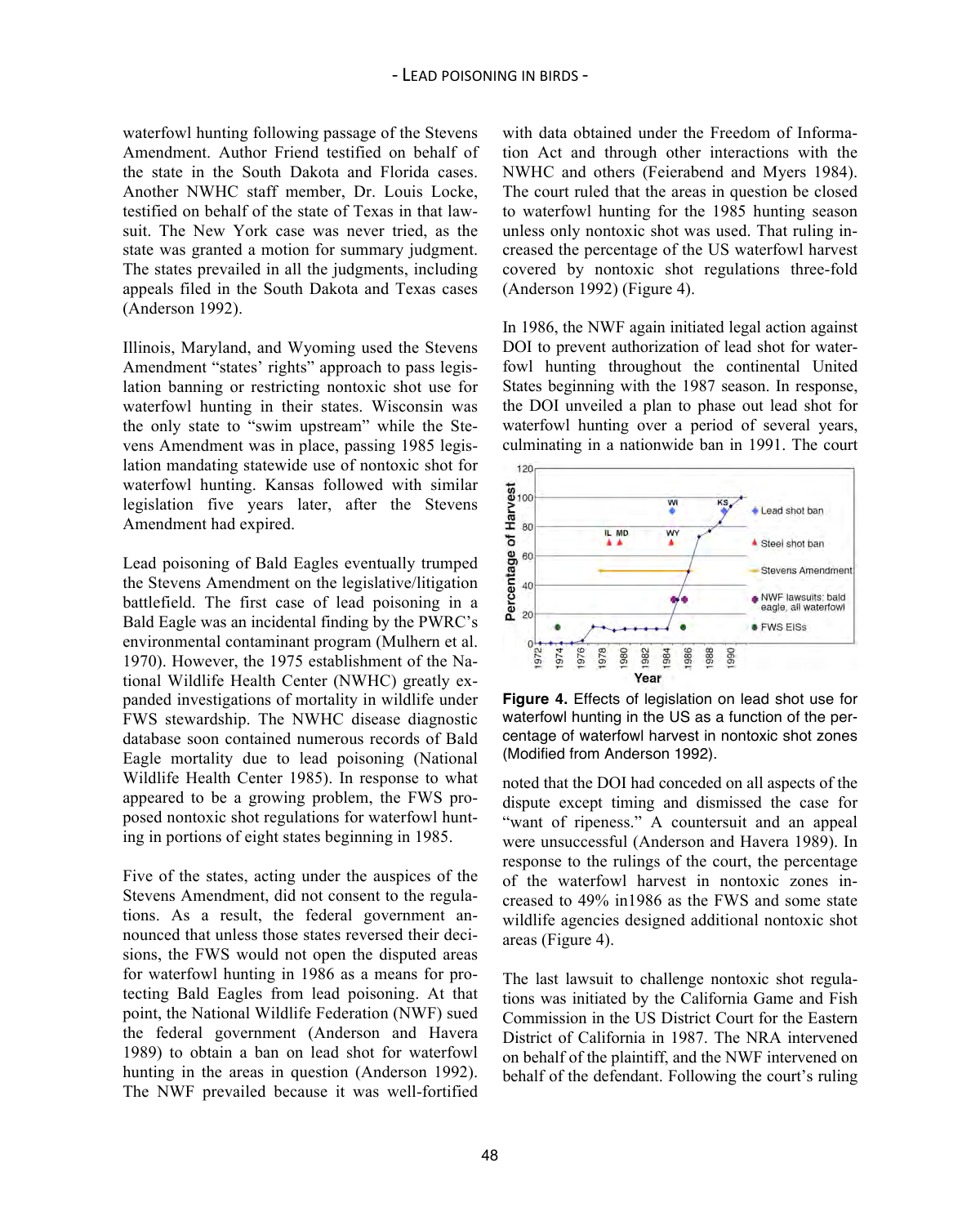waterfowl hunting following passage of the Stevens Amendment. Author Friend testified on behalf of the state in the South Dakota and Florida cases. Another NWHC staff member, Dr. Louis Locke, testified on behalf of the state of Texas in that lawsuit. The New York case was never tried, as the state was granted a motion for summary judgment. The states prevailed in all the judgments, including appeals filed in the South Dakota and Texas cases (Anderson 1992).

Illinois, Maryland, and Wyoming used the Stevens Amendment "states' rights" approach to pass legislation banning or restricting nontoxic shot use for waterfowl hunting in their states. Wisconsin was the only state to "swim upstream" while the Stevens Amendment was in place, passing 1985 legislation mandating statewide use of nontoxic shot for waterfowl hunting. Kansas followed with similar legislation five years later, after the Stevens Amendment had expired.

Lead poisoning of Bald Eagles eventually trumped the Stevens Amendment on the legislative/litigation battlefield. The first case of lead poisoning in a Bald Eagle was an incidental finding by the PWRC's environmental contaminant program (Mulhern et al. 1970). However, the 1975 establishment of the National Wildlife Health Center (NWHC) greatly expanded investigations of mortality in wildlife under FWS stewardship. The NWHC disease diagnostic database soon contained numerous records of Bald Eagle mortality due to lead poisoning (National Wildlife Health Center 1985). In response to what appeared to be a growing problem, the FWS proposed nontoxic shot regulations for waterfowl hunting in portions of eight states beginning in 1985.

Five of the states, acting under the auspices of the Stevens Amendment, did not consent to the regulations. As a result, the federal government announced that unless those states reversed their decisions, the FWS would not open the disputed areas for waterfowl hunting in 1986 as a means for protecting Bald Eagles from lead poisoning. At that point, the National Wildlife Federation (NWF) sued the federal government (Anderson and Havera 1989) to obtain a ban on lead shot for waterfowl hunting in the areas in question (Anderson 1992). The NWF prevailed because it was well-fortified with data obtained under the Freedom of Information Act and through other interactions with the NWHC and others (Feierabend and Myers 1984). The court ruled that the areas in question be closed to waterfowl hunting for the 1985 hunting season unless only nontoxic shot was used. That ruling increased the percentage of the US waterfowl harvest covered by nontoxic shot regulations three-fold (Anderson 1992) (Figure 4).

In 1986, the NWF again initiated legal action against DOI to prevent authorization of lead shot for waterfowl hunting throughout the continental United States beginning with the 1987 season. In response, the DOI unveiled a plan to phase out lead shot for waterfowl hunting over a period of several years, culminating in a nationwide ban in 1991. The court noted that the DOI had conceded on all aspects of the dispute except timing and dismissed the case for "want of ripeness." A countersuit and an appeal were unsuccessful (Anderson and Havera 1989). In response to the rulings of the court, the percentage of the waterfowl harvest in nontoxic zones increased to 49% in1986 as the FWS and some state wildlife agencies designed additional nontoxic shot areas (Figure 4).

**Figure 4.** Effects of legislation on lead shot use for waterfowl hunting in the US as a function of the percentage of waterfowl harvest in nontoxic shot zones (Modified from Anderson 1992).

The last lawsuit to challenge nontoxic shot regulations was initiated by the California Game and Fish Commission in the US District Court for the Eastern District of California in 1987. The NRA intervened on behalf of the plaintiff, and the NWF intervened on behalf of the defendant. Following the court's ruling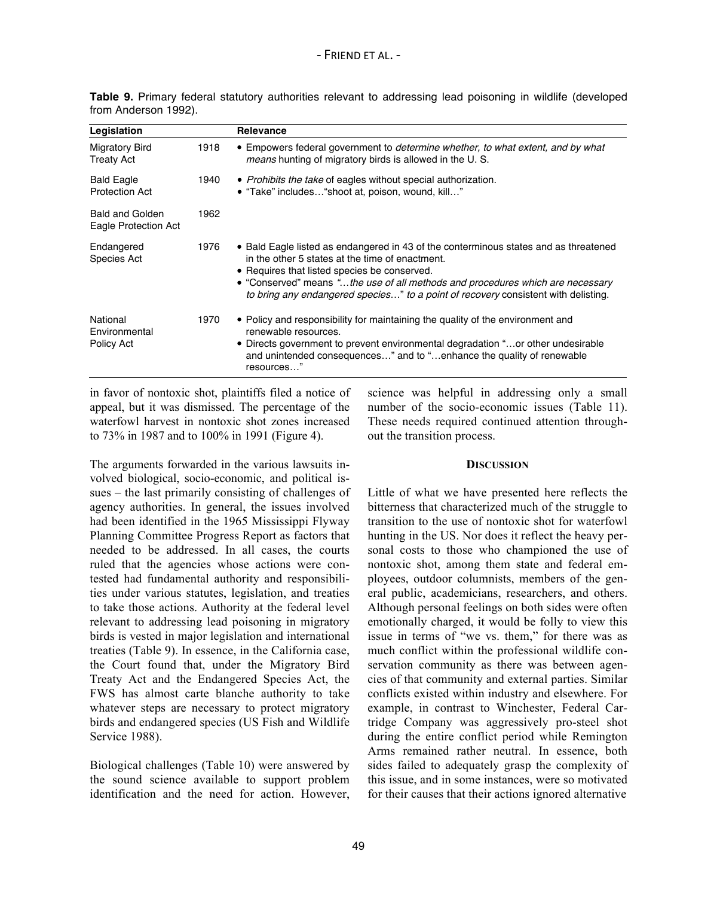**Table 9.** Primary federal statutory authorities relevant to addressing lead poisoning in wildlife (developed from Anderson 1992).

| Legislation | | Relevance |
|---|---|---|
| Migratory Bird Treaty Act | 1918 | • Empowers federal government to *determine whether, to what extent, and by what means* hunting of migratory birds is allowed in the U. S. |
| Bald Eagle Protection Act | 1940 | • *Prohibits the take* of eagles without special authorization.<br>• "Take" includes…"shoot at, poison, wound, kill…" |
| Bald and Golden Eagle Protection Act | 1962 | |
| Endangered Species Act | 1976 | • Bald Eagle listed as endangered in 43 of the conterminous states and as threatened in the other 5 states at the time of enactment.<br>• Requires that listed species be conserved.<br>• "Conserved" means *"…the use of all methods and procedures which are necessary to bring any endangered species…"* *to a point of recovery* consistent with delisting. |
| National Environmental Policy Act | 1970 | • Policy and responsibility for maintaining the quality of the environment and renewable resources.<br>• Directs government to prevent environmental degradation "…or other undesirable and unintended consequences…" and to "…enhance the quality of renewable resources…" |

in favor of nontoxic shot, plaintiffs filed a notice of appeal, but it was dismissed. The percentage of the waterfowl harvest in nontoxic shot zones increased to 73% in 1987 and to 100% in 1991 (Figure 4).

The arguments forwarded in the various lawsuits involved biological, socio-economic, and political issues – the last primarily consisting of challenges of agency authorities. In general, the issues involved had been identified in the 1965 Mississippi Flyway Planning Committee Progress Report as factors that needed to be addressed. In all cases, the courts ruled that the agencies whose actions were contested had fundamental authority and responsibilities under various statutes, legislation, and treaties to take those actions. Authority at the federal level relevant to addressing lead poisoning in migratory birds is vested in major legislation and international treaties (Table 9). In essence, in the California case, the Court found that, under the Migratory Bird Treaty Act and the Endangered Species Act, the FWS has almost carte blanche authority to take whatever steps are necessary to protect migratory birds and endangered species (US Fish and Wildlife Service 1988).

Biological challenges (Table 10) were answered by the sound science available to support problem identification and the need for action. However, science was helpful in addressing only a small number of the socio-economic issues (Table 11). These needs required continued attention throughout the transition process.

## DISCUSSION

Little of what we have presented here reflects the bitterness that characterized much of the struggle to transition to the use of nontoxic shot for waterfowl hunting in the US. Nor does it reflect the heavy personal costs to those who championed the use of nontoxic shot, among them state and federal employees, outdoor columnists, members of the general public, academicians, researchers, and others. Although personal feelings on both sides were often emotionally charged, it would be folly to view this issue in terms of "we vs. them," for there was as much conflict within the professional wildlife conservation community as there was between agencies of that community and external parties. Similar conflicts existed within industry and elsewhere. For example, in contrast to Winchester, Federal Cartridge Company was aggressively pro-steel shot during the entire conflict period while Remington Arms remained rather neutral. In essence, both sides failed to adequately grasp the complexity of this issue, and in some instances, were so motivated for their causes that their actions ignored alternative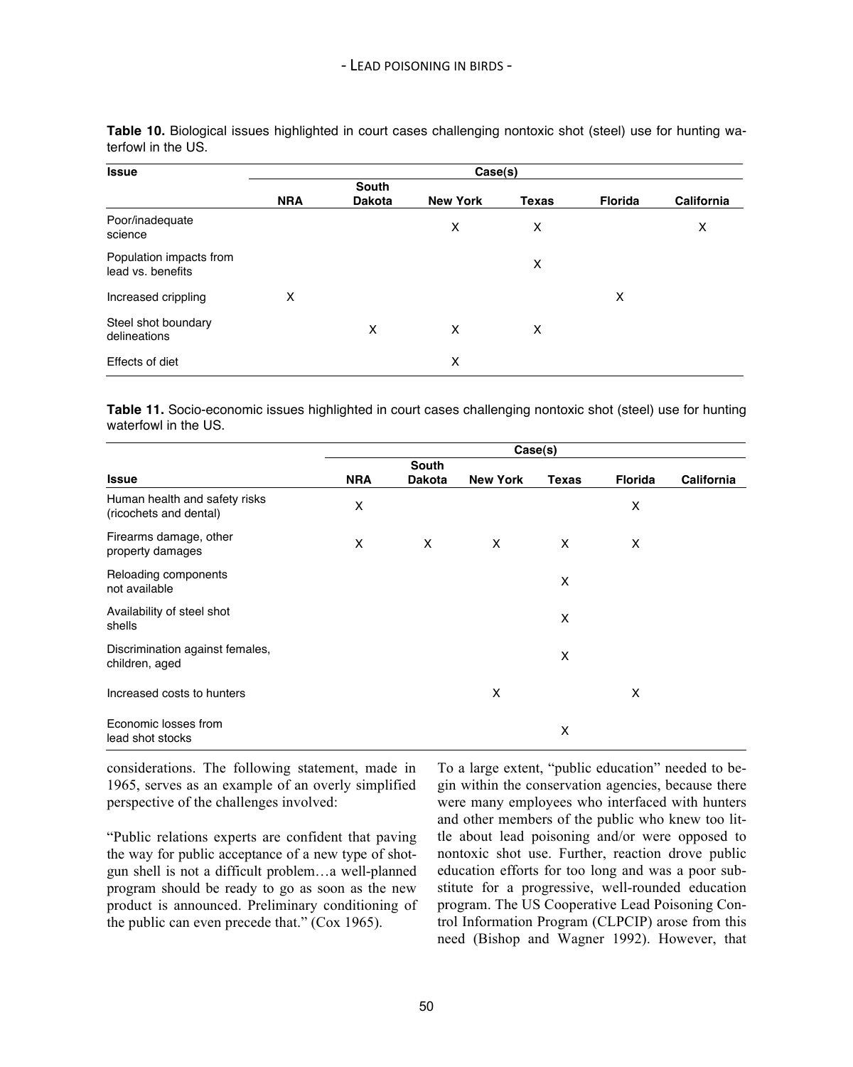**Table 10.** Biological issues highlighted in court cases challenging nontoxic shot (steel) use for hunting waterfowl in the US.

| Issue | Case(s) | | | | | |
|---|---|---|---|---|---|---|
| | NRA | South Dakota | New York | Texas | Florida | California |
| Poor/inadequate science | | | X | X | | X |
| Population impacts from lead vs. benefits | | | | X | | |
| Increased crippling | X | | | | X | |
| Steel shot boundary delineations | | X | X | X | | |
| Effects of diet | | | X | | | |

**Table 11.** Socio-economic issues highlighted in court cases challenging nontoxic shot (steel) use for hunting waterfowl in the US.

| Issue | Case(s) | | | | | |
|---|---|---|---|---|---|---|
| | NRA | South Dakota | New York | Texas | Florida | California |
| Human health and safety risks (ricochets and dental) | X | | | | X | |
| Firearms damage, other property damages | X | X | X | X | X | |
| Reloading components not available | | | | X | | |
| Availability of steel shot shells | | | | X | | |
| Discrimination against females, children, aged | | | | X | | |
| Increased costs to hunters | | | X | | X | |
| Economic losses from lead shot stocks | | | | X | | |

considerations. The following statement, made in 1965, serves as an example of an overly simplified perspective of the challenges involved:

"Public relations experts are confident that paving the way for public acceptance of a new type of shotgun shell is not a difficult problem…a well-planned program should be ready to go as soon as the new product is announced. Preliminary conditioning of the public can even precede that." (Cox 1965).

To a large extent, "public education" needed to begin within the conservation agencies, because there were many employees who interfaced with hunters and other members of the public who knew too little about lead poisoning and/or were opposed to nontoxic shot use. Further, reaction drove public education efforts for too long and was a poor substitute for a progressive, well-rounded education program. The US Cooperative Lead Poisoning Control Information Program (CLPCIP) arose from this need (Bishop and Wagner 1992). However, that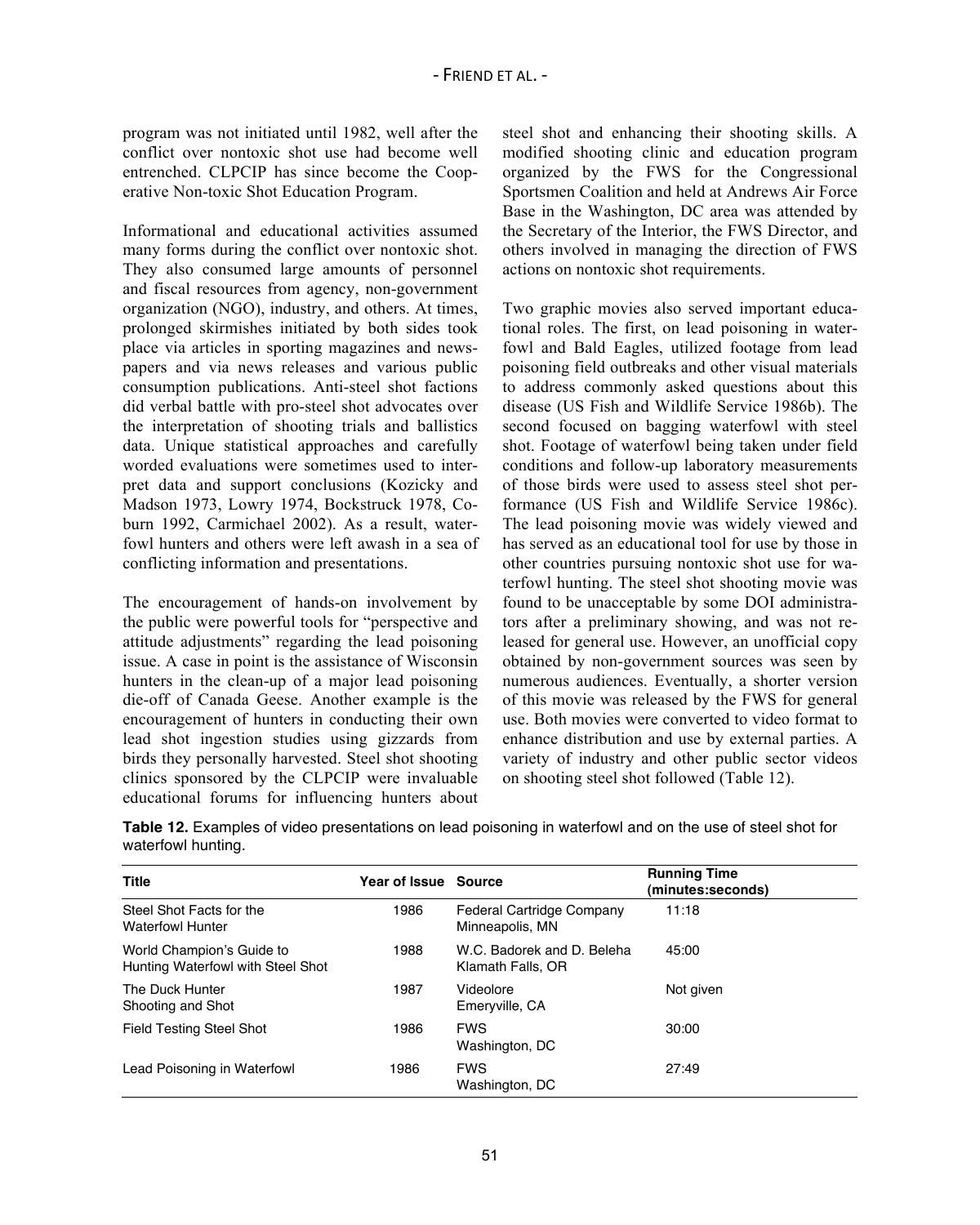program was not initiated until 1982, well after the conflict over nontoxic shot use had become well entrenched. CLPCIP has since become the Cooperative Non-toxic Shot Education Program.

Informational and educational activities assumed many forms during the conflict over nontoxic shot. They also consumed large amounts of personnel and fiscal resources from agency, non-government organization (NGO), industry, and others. At times, prolonged skirmishes initiated by both sides took place via articles in sporting magazines and newspapers and via news releases and various public consumption publications. Anti-steel shot factions did verbal battle with pro-steel shot advocates over the interpretation of shooting trials and ballistics data. Unique statistical approaches and carefully worded evaluations were sometimes used to interpret data and support conclusions (Kozicky and Madson 1973, Lowry 1974, Bockstruck 1978, Coburn 1992, Carmichael 2002). As a result, waterfowl hunters and others were left awash in a sea of conflicting information and presentations.

The encouragement of hands-on involvement by the public were powerful tools for "perspective and attitude adjustments" regarding the lead poisoning issue. A case in point is the assistance of Wisconsin hunters in the clean-up of a major lead poisoning die-off of Canada Geese. Another example is the encouragement of hunters in conducting their own lead shot ingestion studies using gizzards from birds they personally harvested. Steel shot shooting clinics sponsored by the CLPCIP were invaluable educational forums for influencing hunters about steel shot and enhancing their shooting skills. A modified shooting clinic and education program organized by the FWS for the Congressional Sportsmen Coalition and held at Andrews Air Force Base in the Washington, DC area was attended by the Secretary of the Interior, the FWS Director, and others involved in managing the direction of FWS actions on nontoxic shot requirements.

Two graphic movies also served important educational roles. The first, on lead poisoning in waterfowl and Bald Eagles, utilized footage from lead poisoning field outbreaks and other visual materials to address commonly asked questions about this disease (US Fish and Wildlife Service 1986b). The second focused on bagging waterfowl with steel shot. Footage of waterfowl being taken under field conditions and follow-up laboratory measurements of those birds were used to assess steel shot performance (US Fish and Wildlife Service 1986c). The lead poisoning movie was widely viewed and has served as an educational tool for use by those in other countries pursuing nontoxic shot use for waterfowl hunting. The steel shot shooting movie was found to be unacceptable by some DOI administrators after a preliminary showing, and was not released for general use. However, an unofficial copy obtained by non-government sources was seen by numerous audiences. Eventually, a shorter version of this movie was released by the FWS for general use. Both movies were converted to video format to enhance distribution and use by external parties. A variety of industry and other public sector videos on shooting steel shot followed (Table 12).

**Table 12.** Examples of video presentations on lead poisoning in waterfowl and on the use of steel shot for waterfowl hunting.

| Title | Year of Issue | Source | Running Time (minutes:seconds) |
|---|---|---|---|
| Steel Shot Facts for the Waterfowl Hunter | 1986 | Federal Cartridge Company Minneapolis, MN | 11:18 |
| World Champion's Guide to Hunting Waterfowl with Steel Shot | 1988 | W.C. Badorek and D. Beleha Klamath Falls, OR | 45:00 |
| The Duck Hunter Shooting and Shot | 1987 | Videolore Emeryville, CA | Not given |
| Field Testing Steel Shot | 1986 | FWS Washington, DC | 30:00 |
| Lead Poisoning in Waterfowl | 1986 | FWS Washington, DC | 27:49 |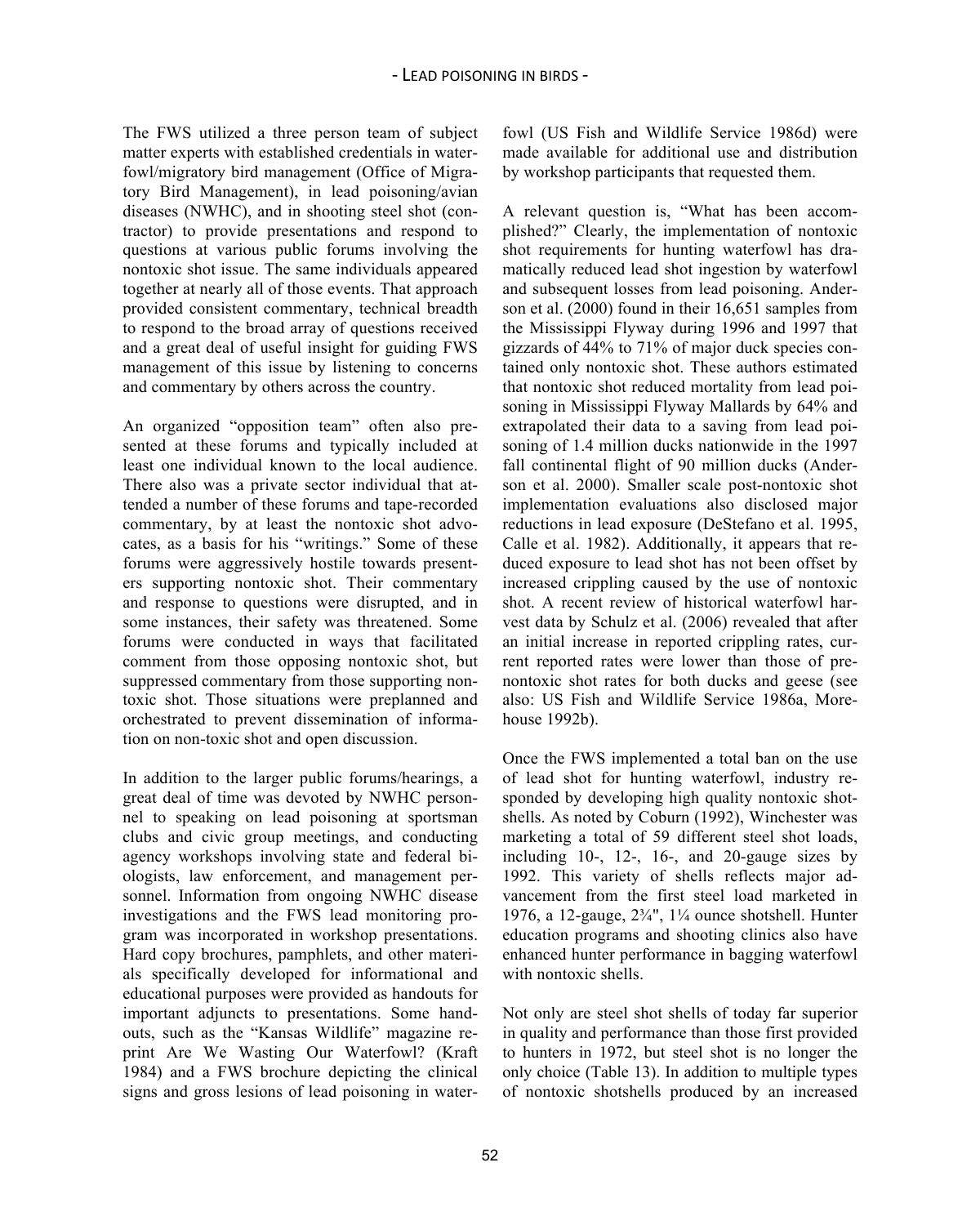The FWS utilized a three person team of subject matter experts with established credentials in waterfowl/migratory bird management (Office of Migratory Bird Management), in lead poisoning/avian diseases (NWHC), and in shooting steel shot (contractor) to provide presentations and respond to questions at various public forums involving the nontoxic shot issue. The same individuals appeared together at nearly all of those events. That approach provided consistent commentary, technical breadth to respond to the broad array of questions received and a great deal of useful insight for guiding FWS management of this issue by listening to concerns and commentary by others across the country.

An organized "opposition team" often also presented at these forums and typically included at least one individual known to the local audience. There also was a private sector individual that attended a number of these forums and tape-recorded commentary, by at least the nontoxic shot advocates, as a basis for his "writings." Some of these forums were aggressively hostile towards presenters supporting nontoxic shot. Their commentary and response to questions were disrupted, and in some instances, their safety was threatened. Some forums were conducted in ways that facilitated comment from those opposing nontoxic shot, but suppressed commentary from those supporting nontoxic shot. Those situations were preplanned and orchestrated to prevent dissemination of information on non-toxic shot and open discussion.

In addition to the larger public forums/hearings, a great deal of time was devoted by NWHC personnel to speaking on lead poisoning at sportsman clubs and civic group meetings, and conducting agency workshops involving state and federal biologists, law enforcement, and management personnel. Information from ongoing NWHC disease investigations and the FWS lead monitoring program was incorporated in workshop presentations. Hard copy brochures, pamphlets, and other materials specifically developed for informational and educational purposes were provided as handouts for important adjuncts to presentations. Some handouts, such as the "Kansas Wildlife" magazine reprint Are We Wasting Our Waterfowl? (Kraft 1984) and a FWS brochure depicting the clinical signs and gross lesions of lead poisoning in waterfowl (US Fish and Wildlife Service 1986d) were made available for additional use and distribution by workshop participants that requested them.

A relevant question is, "What has been accomplished?" Clearly, the implementation of nontoxic shot requirements for hunting waterfowl has dramatically reduced lead shot ingestion by waterfowl and subsequent losses from lead poisoning. Anderson et al. (2000) found in their 16,651 samples from the Mississippi Flyway during 1996 and 1997 that gizzards of 44% to 71% of major duck species contained only nontoxic shot. These authors estimated that nontoxic shot reduced mortality from lead poisoning in Mississippi Flyway Mallards by 64% and extrapolated their data to a saving from lead poisoning of 1.4 million ducks nationwide in the 1997 fall continental flight of 90 million ducks (Anderson et al. 2000). Smaller scale post-nontoxic shot implementation evaluations also disclosed major reductions in lead exposure (DeStefano et al. 1995, Calle et al. 1982). Additionally, it appears that reduced exposure to lead shot has not been offset by increased crippling caused by the use of nontoxic shot. A recent review of historical waterfowl harvest data by Schulz et al. (2006) revealed that after an initial increase in reported crippling rates, current reported rates were lower than those of pre-nontoxic shot rates for both ducks and geese (see also: US Fish and Wildlife Service 1986a, Morehouse 1992b).

Once the FWS implemented a total ban on the use of lead shot for hunting waterfowl, industry responded by developing high quality nontoxic shotshells. As noted by Coburn (1992), Winchester was marketing a total of 59 different steel shot loads, including 10-, 12-, 16-, and 20-gauge sizes by 1992. This variety of shells reflects major advancement from the first steel load marketed in 1976, a 12-gauge, 2¾", 1¼ ounce shotshell. Hunter education programs and shooting clinics also have enhanced hunter performance in bagging waterfowl with nontoxic shells.

Not only are steel shot shells of today far superior in quality and performance than those first provided to hunters in 1972, but steel shot is no longer the only choice (Table 13). In addition to multiple types of nontoxic shotshells produced by an increased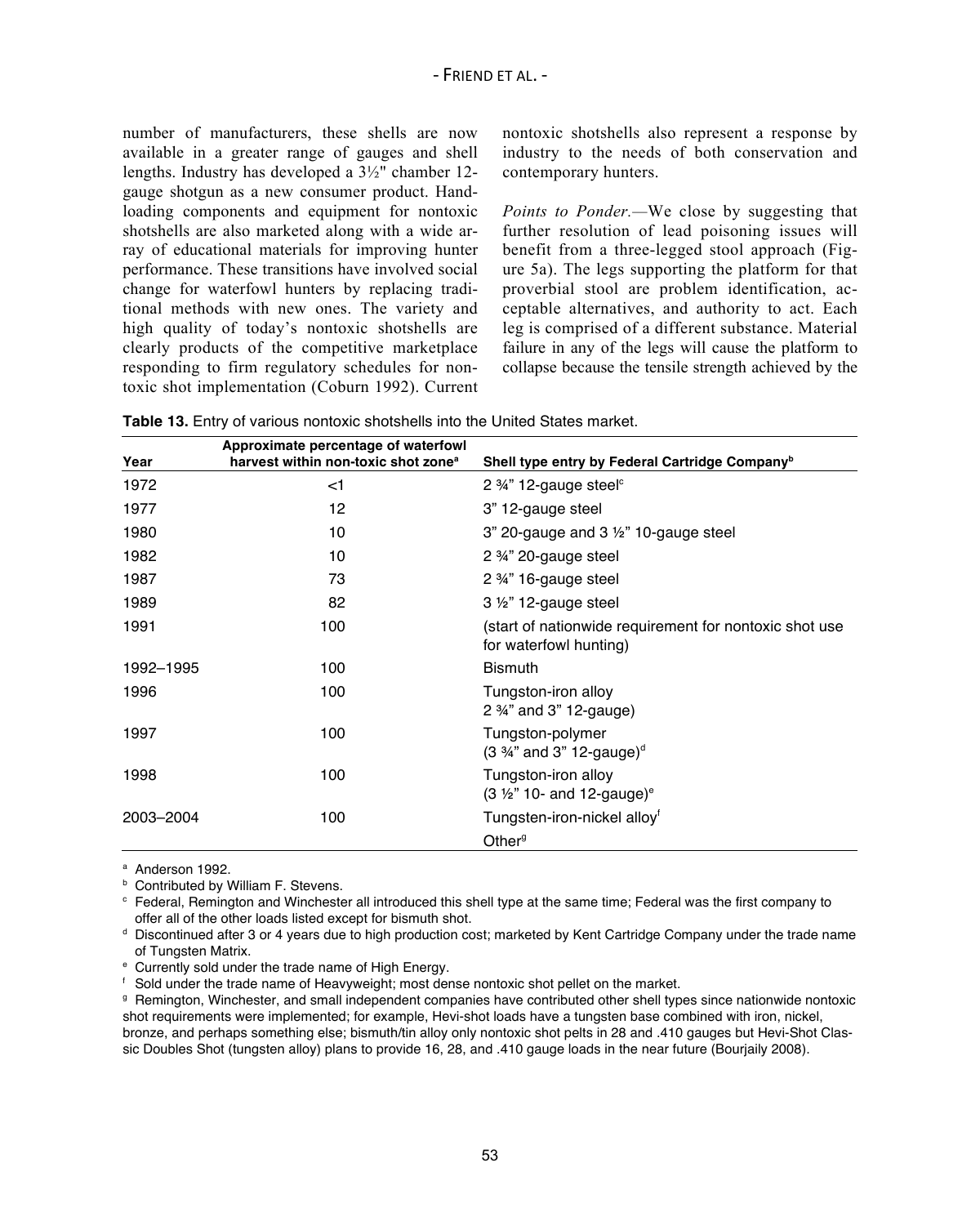number of manufacturers, these shells are now available in a greater range of gauges and shell lengths. Industry has developed a 3½" chamber 12-gauge shotgun as a new consumer product. Handloading components and equipment for nontoxic shotshells are also marketed along with a wide array of educational materials for improving hunter performance. These transitions have involved social change for waterfowl hunters by replacing traditional methods with new ones. The variety and high quality of today's nontoxic shotshells are clearly products of the competitive marketplace responding to firm regulatory schedules for nontoxic shot implementation (Coburn 1992). Current nontoxic shotshells also represent a response by industry to the needs of both conservation and contemporary hunters.

*Points to Ponder.*—We close by suggesting that further resolution of lead poisoning issues will benefit from a three-legged stool approach (Figure 5a). The legs supporting the platform for that proverbial stool are problem identification, acceptable alternatives, and authority to act. Each leg is comprised of a different substance. Material failure in any of the legs will cause the platform to collapse because the tensile strength achieved by the

**Table 13.** Entry of various nontoxic shotshells into the United States market.

| Year | Approximate percentage of waterfowl harvest within non-toxic shot zone[a] | Shell type entry by Federal Cartridge Company[b] |
|---|---|---|
| 1972 | <1 | 2 ¾" 12-gauge steel[c] |
| 1977 | 12 | 3" 12-gauge steel |
| 1980 | 10 | 3" 20-gauge and 3 ½" 10-gauge steel |
| 1982 | 10 | 2 ¾" 20-gauge steel |
| 1987 | 73 | 2 ¾" 16-gauge steel |
| 1989 | 82 | 3 ½" 12-gauge steel |
| 1991 | 100 | (start of nationwide requirement for nontoxic shot use for waterfowl hunting) |
| 1992–1995 | 100 | Bismuth |
| 1996 | 100 | Tungston-iron alloy 2 ¾" and 3" 12-gauge) |
| 1997 | 100 | Tungston-polymer (3 ¾" and 3" 12-gauge)[d] |
| 1998 | 100 | Tungston-iron alloy (3 ½" 10- and 12-gauge)[e] |
| 2003–2004 | 100 | Tungsten-iron-nickel alloy[f] |
| | | Other[g] |

[a] Anderson 1992.

[b] Contributed by William F. Stevens.

[c] Federal, Remington and Winchester all introduced this shell type at the same time; Federal was the first company to offer all of the other loads listed except for bismuth shot.

[d] Discontinued after 3 or 4 years due to high production cost; marketed by Kent Cartridge Company under the trade name of Tungsten Matrix.

[e] Currently sold under the trade name of High Energy.

[f] Sold under the trade name of Heavyweight; most dense nontoxic shot pellet on the market.

[g] Remington, Winchester, and small independent companies have contributed other shell types since nationwide nontoxic shot requirements were implemented; for example, Hevi-shot loads have a tungsten base combined with iron, nickel, bronze, and perhaps something else; bismuth/tin alloy only nontoxic shot pelts in 28 and .410 gauges but Hevi-Shot Classic Doubles Shot (tungsten alloy) plans to provide 16, 28, and .410 gauge loads in the near future (Bourjaily 2008).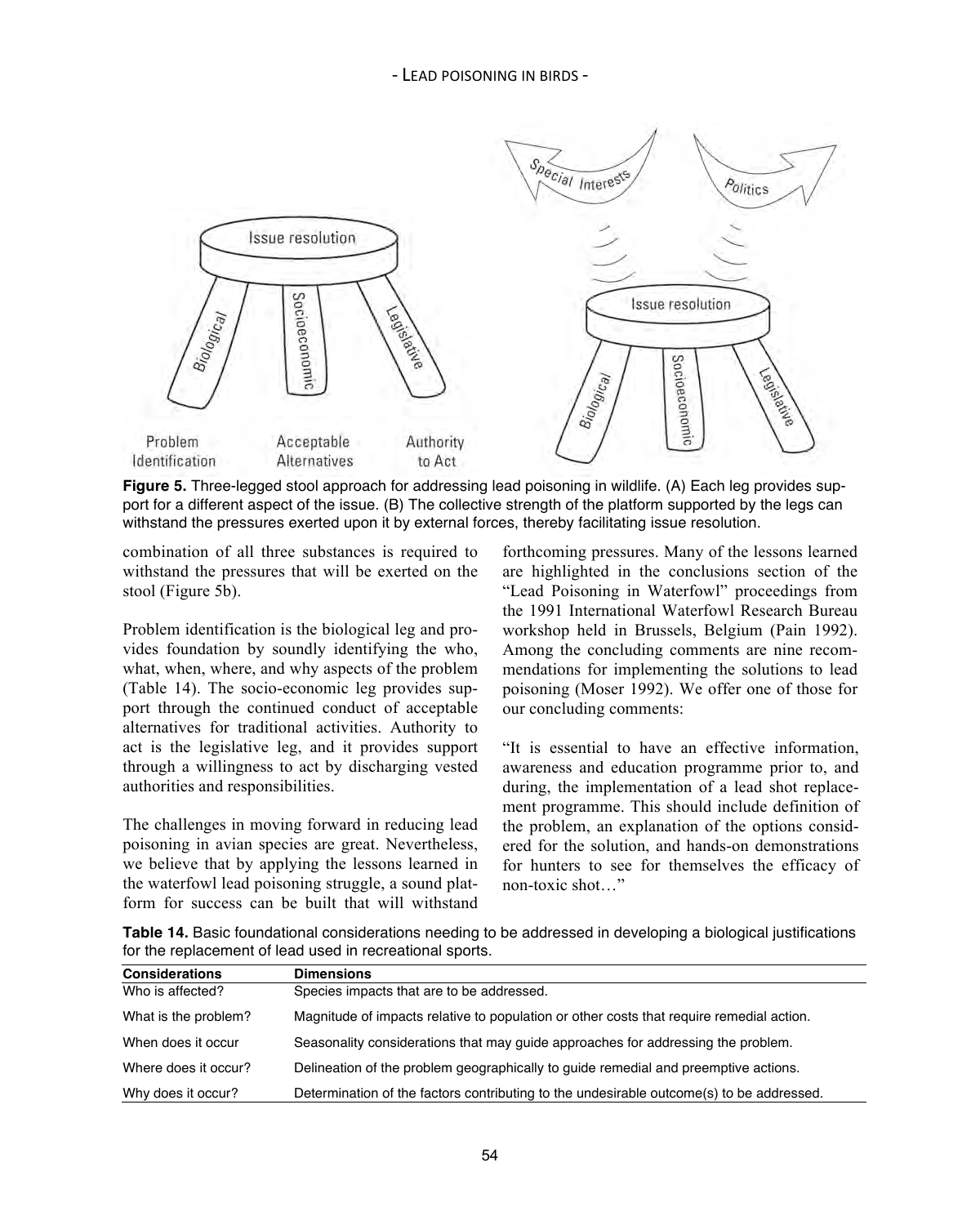Figure 5. Three-legged stool approach for addressing lead poisoning in wildlife. (A) Each leg provides support for a different aspect of the issue. (B) The collective strength of the platform supported by the legs can withstand the pressures exerted upon it by external forces, thereby facilitating issue resolution.

combination of all three substances is required to withstand the pressures that will be exerted on the stool (Figure 5b).

Problem identification is the biological leg and provides foundation by soundly identifying the who, what, when, where, and why aspects of the problem (Table 14). The socio-economic leg provides support through the continued conduct of acceptable alternatives for traditional activities. Authority to act is the legislative leg, and it provides support through a willingness to act by discharging vested authorities and responsibilities.

The challenges in moving forward in reducing lead poisoning in avian species are great. Nevertheless, we believe that by applying the lessons learned in the waterfowl lead poisoning struggle, a sound platform for success can be built that will withstand forthcoming pressures. Many of the lessons learned are highlighted in the conclusions section of the "Lead Poisoning in Waterfowl" proceedings from the 1991 International Waterfowl Research Bureau workshop held in Brussels, Belgium (Pain 1992). Among the concluding comments are nine recommendations for implementing the solutions to lead poisoning (Moser 1992). We offer one of those for our concluding comments:

"It is essential to have an effective information, awareness and education programme prior to, and during, the implementation of a lead shot replacement programme. This should include definition of the problem, an explanation of the options considered for the solution, and hands-on demonstrations for hunters to see for themselves the efficacy of non-toxic shot…"

**Table 14.** Basic foundational considerations needing to be addressed in developing a biological justifications for the replacement of lead used in recreational sports.

| Considerations | Dimensions |
|---|---|
| Who is affected? | Species impacts that are to be addressed. |
| What is the problem? | Magnitude of impacts relative to population or other costs that require remedial action. |
| When does it occur | Seasonality considerations that may guide approaches for addressing the problem. |
| Where does it occur? | Delineation of the problem geographically to guide remedial and preemptive actions. |
| Why does it occur? | Determination of the factors contributing to the undesirable outcome(s) to be addressed. |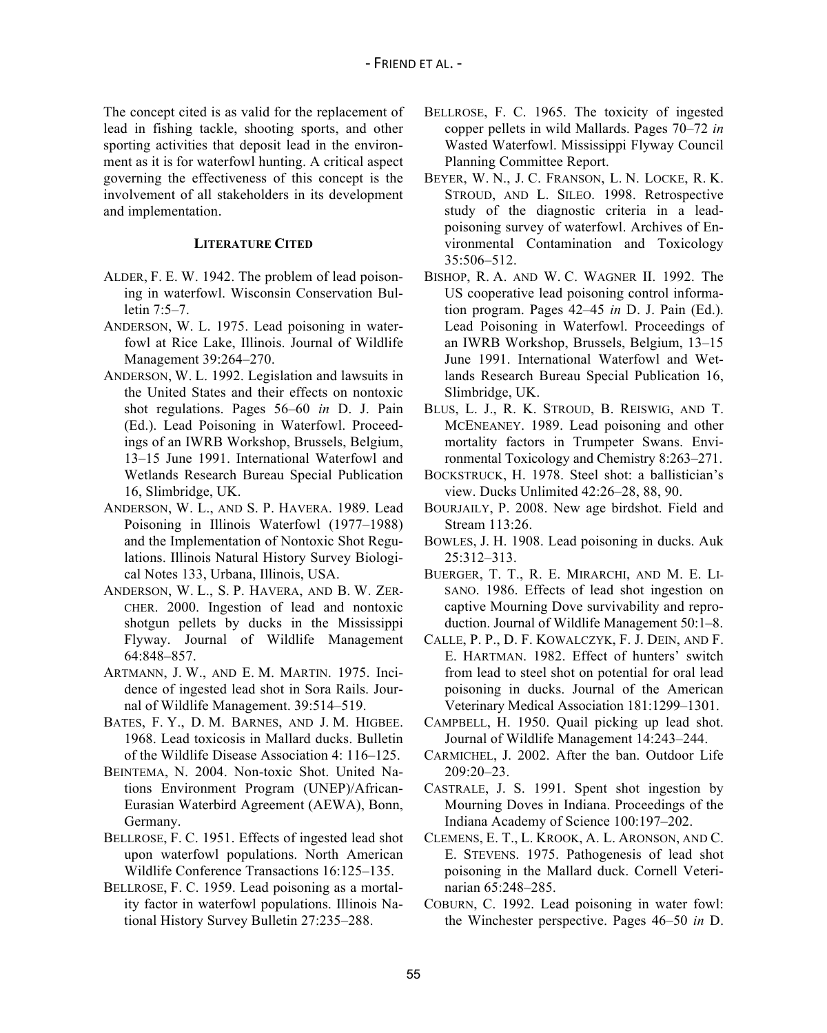The concept cited is as valid for the replacement of lead in fishing tackle, shooting sports, and other sporting activities that deposit lead in the environment as it is for waterfowl hunting. A critical aspect governing the effectiveness of this concept is the involvement of all stakeholders in its development and implementation.

## LITERATURE CITED

ALDER, F. E. W. 1942. The problem of lead poisoning in waterfowl. Wisconsin Conservation Bulletin 7:5–7.

ANDERSON, W. L. 1975. Lead poisoning in waterfowl at Rice Lake, Illinois. Journal of Wildlife Management 39:264–270.

ANDERSON, W. L. 1992. Legislation and lawsuits in the United States and their effects on nontoxic shot regulations. Pages 56–60 *in* D. J. Pain (Ed.). Lead Poisoning in Waterfowl. Proceedings of an IWRB Workshop, Brussels, Belgium, 13–15 June 1991. International Waterfowl and Wetlands Research Bureau Special Publication 16, Slimbridge, UK.

ANDERSON, W. L., AND S. P. HAVERA. 1989. Lead Poisoning in Illinois Waterfowl (1977–1988) and the Implementation of Nontoxic Shot Regulations. Illinois Natural History Survey Biological Notes 133, Urbana, Illinois, USA.

ANDERSON, W. L., S. P. HAVERA, AND B. W. ZERCHER. 2000. Ingestion of lead and nontoxic shotgun pellets by ducks in the Mississippi Flyway. Journal of Wildlife Management 64:848–857.

ARTMANN, J. W., AND E. M. MARTIN. 1975. Incidence of ingested lead shot in Sora Rails. Journal of Wildlife Management. 39:514–519.

BATES, F. Y., D. M. BARNES, AND J. M. HIGBEE. 1968. Lead toxicosis in Mallard ducks. Bulletin of the Wildlife Disease Association 4: 116–125.

BEINTEMA, N. 2004. Non-toxic Shot. United Nations Environment Program (UNEP)/African-Eurasian Waterbird Agreement (AEWA), Bonn, Germany.

BELLROSE, F. C. 1951. Effects of ingested lead shot upon waterfowl populations. North American Wildlife Conference Transactions 16:125–135.

BELLROSE, F. C. 1959. Lead poisoning as a mortality factor in waterfowl populations. Illinois National History Survey Bulletin 27:235–288.

BELLROSE, F. C. 1965. The toxicity of ingested copper pellets in wild Mallards. Pages 70–72 *in* Wasted Waterfowl. Mississippi Flyway Council Planning Committee Report.

BEYER, W. N., J. C. FRANSON, L. N. LOCKE, R. K. STROUD, AND L. SILEO. 1998. Retrospective study of the diagnostic criteria in a lead-poisoning survey of waterfowl. Archives of Environmental Contamination and Toxicology 35:506–512.

BISHOP, R. A. AND W. C. WAGNER II. 1992. The US cooperative lead poisoning control information program. Pages 42–45 *in* D. J. Pain (Ed.). Lead Poisoning in Waterfowl. Proceedings of an IWRB Workshop, Brussels, Belgium, 13–15 June 1991. International Waterfowl and Wetlands Research Bureau Special Publication 16, Slimbridge, UK.

BLUS, L. J., R. K. STROUD, B. REISWIG, AND T. MCENEANEY. 1989. Lead poisoning and other mortality factors in Trumpeter Swans. Environmental Toxicology and Chemistry 8:263–271.

BOCKSTRUCK, H. 1978. Steel shot: a ballistician's view. Ducks Unlimited 42:26–28, 88, 90.

BOURJAILY, P. 2008. New age birdshot. Field and Stream 113:26.

BOWLES, J. H. 1908. Lead poisoning in ducks. Auk 25:312–313.

BUERGER, T. T., R. E. MIRARCHI, AND M. E. LISANO. 1986. Effects of lead shot ingestion on captive Mourning Dove survivability and reproduction. Journal of Wildlife Management 50:1–8.

CALLE, P. P., D. F. KOWALCZYK, F. J. DEIN, AND F. E. HARTMAN. 1982. Effect of hunters' switch from lead to steel shot on potential for oral lead poisoning in ducks. Journal of the American Veterinary Medical Association 181:1299–1301.

CAMPBELL, H. 1950. Quail picking up lead shot. Journal of Wildlife Management 14:243–244.

CARMICHEL, J. 2002. After the ban. Outdoor Life 209:20–23.

CASTRALE, J. S. 1991. Spent shot ingestion by Mourning Doves in Indiana. Proceedings of the Indiana Academy of Science 100:197–202.

CLEMENS, E. T., L. KROOK, A. L. ARONSON, AND C. E. STEVENS. 1975. Pathogenesis of lead shot poisoning in the Mallard duck. Cornell Veterinarian 65:248–285.

COBURN, C. 1992. Lead poisoning in water fowl: the Winchester perspective. Pages 46–50 *in* D.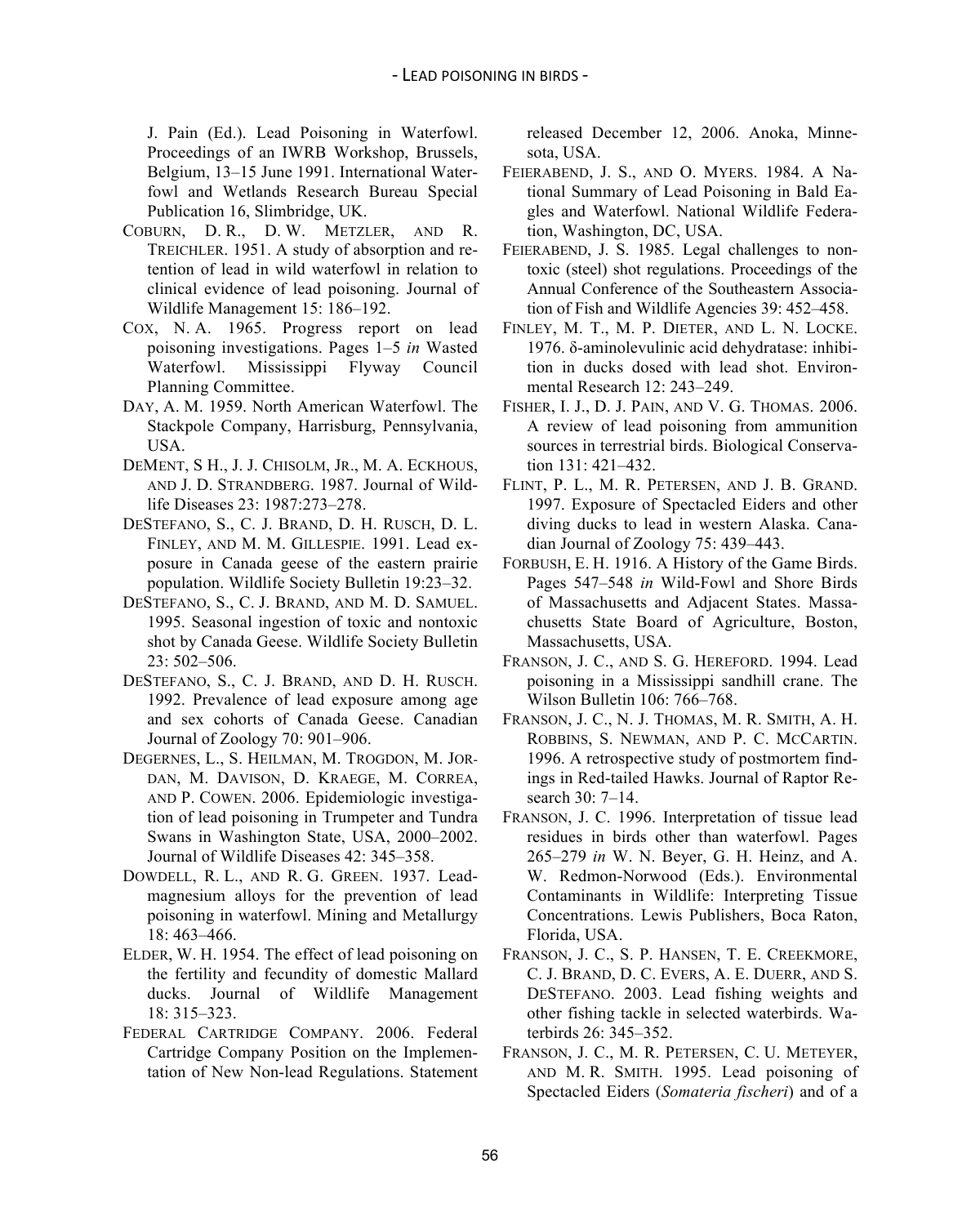J. Pain (Ed.). Lead Poisoning in Waterfowl. Proceedings of an IWRB Workshop, Brussels, Belgium, 13–15 June 1991. International Waterfowl and Wetlands Research Bureau Special Publication 16, Slimbridge, UK.

COBURN, D. R., D. W. METZLER, AND R. TREICHLER. 1951. A study of absorption and retention of lead in wild waterfowl in relation to clinical evidence of lead poisoning. Journal of Wildlife Management 15: 186–192.

COX, N. A. 1965. Progress report on lead poisoning investigations. Pages 1–5 *in* Wasted Waterfowl. Mississippi Flyway Council Planning Committee.

DAY, A. M. 1959. North American Waterfowl. The Stackpole Company, Harrisburg, Pennsylvania, USA.

DEMENT, S H., J. J. CHISOLM, JR., M. A. ECKHOUS, AND J. D. STRANDBERG. 1987. Journal of Wildlife Diseases 23: 1987:273–278.

DESTEFANO, S., C. J. BRAND, D. H. RUSCH, D. L. FINLEY, AND M. M. GILLESPIE. 1991. Lead exposure in Canada geese of the eastern prairie population. Wildlife Society Bulletin 19:23–32.

DESTEFANO, S., C. J. BRAND, AND M. D. SAMUEL. 1995. Seasonal ingestion of toxic and nontoxic shot by Canada Geese. Wildlife Society Bulletin 23: 502–506.

DESTEFANO, S., C. J. BRAND, AND D. H. RUSCH. 1992. Prevalence of lead exposure among age and sex cohorts of Canada Geese. Canadian Journal of Zoology 70: 901–906.

DEGERNES, L., S. HEILMAN, M. TROGDON, M. JORDAN, M. DAVISON, D. KRAEGE, M. CORREA, AND P. COWEN. 2006. Epidemiologic investigation of lead poisoning in Trumpeter and Tundra Swans in Washington State, USA, 2000–2002. Journal of Wildlife Diseases 42: 345–358.

DOWDELL, R. L., AND R. G. GREEN. 1937. Lead-magnesium alloys for the prevention of lead poisoning in waterfowl. Mining and Metallurgy 18: 463–466.

ELDER, W. H. 1954. The effect of lead poisoning on the fertility and fecundity of domestic Mallard ducks. Journal of Wildlife Management 18: 315–323.

FEDERAL CARTRIDGE COMPANY. 2006. Federal Cartridge Company Position on the Implementation of New Non-lead Regulations. Statement released December 12, 2006. Anoka, Minnesota, USA.

FEIERABEND, J. S., AND O. MYERS. 1984. A National Summary of Lead Poisoning in Bald Eagles and Waterfowl. National Wildlife Federation, Washington, DC, USA.

FEIERABEND, J. S. 1985. Legal challenges to non-toxic (steel) shot regulations. Proceedings of the Annual Conference of the Southeastern Association of Fish and Wildlife Agencies 39: 452–458.

FINLEY, M. T., M. P. DIETER, AND L. N. LOCKE. 1976. δ-aminolevulinic acid dehydratase: inhibition in ducks dosed with lead shot. Environmental Research 12: 243–249.

FISHER, I. J., D. J. PAIN, AND V. G. THOMAS. 2006. A review of lead poisoning from ammunition sources in terrestrial birds. Biological Conservation 131: 421–432.

FLINT, P. L., M. R. PETERSEN, AND J. B. GRAND. 1997. Exposure of Spectacled Eiders and other diving ducks to lead in western Alaska. Canadian Journal of Zoology 75: 439–443.

FORBUSH, E. H. 1916. A History of the Game Birds. Pages 547–548 *in* Wild-Fowl and Shore Birds of Massachusetts and Adjacent States. Massachusetts State Board of Agriculture, Boston, Massachusetts, USA.

FRANSON, J. C., AND S. G. HEREFORD. 1994. Lead poisoning in a Mississippi sandhill crane. The Wilson Bulletin 106: 766–768.

FRANSON, J. C., N. J. THOMAS, M. R. SMITH, A. H. ROBBINS, S. NEWMAN, AND P. C. MCCARTIN. 1996. A retrospective study of postmortem findings in Red-tailed Hawks. Journal of Raptor Research 30: 7–14.

FRANSON, J. C. 1996. Interpretation of tissue lead residues in birds other than waterfowl. Pages 265–279 *in* W. N. Beyer, G. H. Heinz, and A. W. Redmon-Norwood (Eds.). Environmental Contaminants in Wildlife: Interpreting Tissue Concentrations. Lewis Publishers, Boca Raton, Florida, USA.

FRANSON, J. C., S. P. HANSEN, T. E. CREEKMORE, C. J. BRAND, D. C. EVERS, A. E. DUERR, AND S. DESTEFANO. 2003. Lead fishing weights and other fishing tackle in selected waterbirds. Waterbirds 26: 345–352.

FRANSON, J. C., M. R. PETERSEN, C. U. METEYER, AND M. R. SMITH. 1995. Lead poisoning of Spectacled Eiders (*Somateria fischeri*) and of a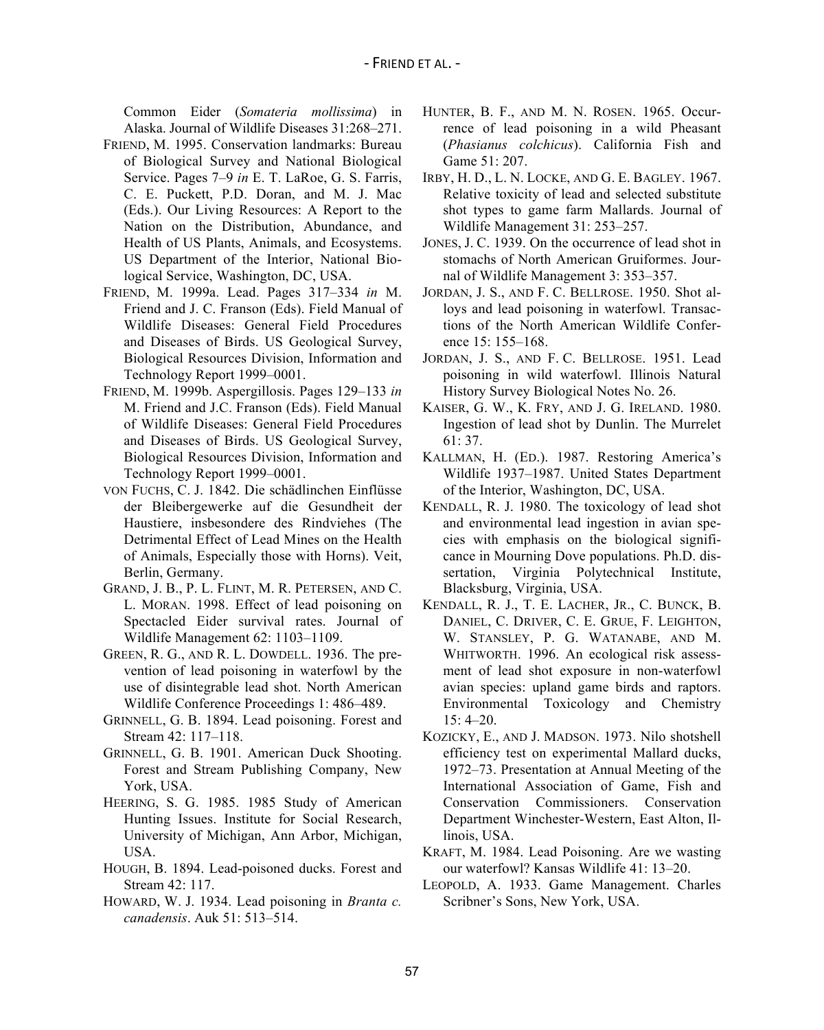Common Eider (*Somateria mollissima*) in Alaska. Journal of Wildlife Diseases 31:268–271.

FRIEND, M. 1995. Conservation landmarks: Bureau of Biological Survey and National Biological Service. Pages 7–9 *in* E. T. LaRoe, G. S. Farris, C. E. Puckett, P.D. Doran, and M. J. Mac (Eds.). Our Living Resources: A Report to the Nation on the Distribution, Abundance, and Health of US Plants, Animals, and Ecosystems. US Department of the Interior, National Biological Service, Washington, DC, USA.

FRIEND, M. 1999a. Lead. Pages 317–334 *in* M. Friend and J. C. Franson (Eds). Field Manual of Wildlife Diseases: General Field Procedures and Diseases of Birds. US Geological Survey, Biological Resources Division, Information and Technology Report 1999–0001.

FRIEND, M. 1999b. Aspergillosis. Pages 129–133 *in* M. Friend and J.C. Franson (Eds). Field Manual of Wildlife Diseases: General Field Procedures and Diseases of Birds. US Geological Survey, Biological Resources Division, Information and Technology Report 1999–0001.

VON FUCHS, C. J. 1842. Die schädlinchen Einflüsse der Bleibergewerke auf die Gesundheit der Haustiere, insbesondere des Rindviehes (The Detrimental Effect of Lead Mines on the Health of Animals, Especially those with Horns). Veit, Berlin, Germany.

GRAND, J. B., P. L. FLINT, M. R. PETERSEN, AND C. L. MORAN. 1998. Effect of lead poisoning on Spectacled Eider survival rates. Journal of Wildlife Management 62: 1103–1109.

GREEN, R. G., AND R. L. DOWDELL. 1936. The prevention of lead poisoning in waterfowl by the use of disintegrable lead shot. North American Wildlife Conference Proceedings 1: 486–489.

GRINNELL, G. B. 1894. Lead poisoning. Forest and Stream 42: 117–118.

GRINNELL, G. B. 1901. American Duck Shooting. Forest and Stream Publishing Company, New York, USA.

HEERING, S. G. 1985. 1985 Study of American Hunting Issues. Institute for Social Research, University of Michigan, Ann Arbor, Michigan, USA.

HOUGH, B. 1894. Lead-poisoned ducks. Forest and Stream 42: 117.

HOWARD, W. J. 1934. Lead poisoning in *Branta c. canadensis*. Auk 51: 513–514.

HUNTER, B. F., AND M. N. ROSEN. 1965. Occurrence of lead poisoning in a wild Pheasant (*Phasianus colchicus*). California Fish and Game 51: 207.

IRBY, H. D., L. N. LOCKE, AND G. E. BAGLEY. 1967. Relative toxicity of lead and selected substitute shot types to game farm Mallards. Journal of Wildlife Management 31: 253–257.

JONES, J. C. 1939. On the occurrence of lead shot in stomachs of North American Gruiformes. Journal of Wildlife Management 3: 353–357.

JORDAN, J. S., AND F. C. BELLROSE. 1950. Shot alloys and lead poisoning in waterfowl. Transactions of the North American Wildlife Conference 15: 155–168.

JORDAN, J. S., AND F. C. BELLROSE. 1951. Lead poisoning in wild waterfowl. Illinois Natural History Survey Biological Notes No. 26.

KAISER, G. W., K. FRY, AND J. G. IRELAND. 1980. Ingestion of lead shot by Dunlin. The Murrelet 61: 37.

KALLMAN, H. (ED.). 1987. Restoring America's Wildlife 1937–1987. United States Department of the Interior, Washington, DC, USA.

KENDALL, R. J. 1980. The toxicology of lead shot and environmental lead ingestion in avian species with emphasis on the biological significance in Mourning Dove populations. Ph.D. dissertation, Virginia Polytechnical Institute, Blacksburg, Virginia, USA.

KENDALL, R. J., T. E. LACHER, JR., C. BUNCK, B. DANIEL, C. DRIVER, C. E. GRUE, F. LEIGHTON, W. STANSLEY, P. G. WATANABE, AND M. WHITWORTH. 1996. An ecological risk assessment of lead shot exposure in non-waterfowl avian species: upland game birds and raptors. Environmental Toxicology and Chemistry 15: 4–20.

KOZICKY, E., AND J. MADSON. 1973. Nilo shotshell efficiency test on experimental Mallard ducks, 1972–73. Presentation at Annual Meeting of the International Association of Game, Fish and Conservation Commissioners. Conservation Department Winchester-Western, East Alton, Illinois, USA.

KRAFT, M. 1984. Lead Poisoning. Are we wasting our waterfowl? Kansas Wildlife 41: 13–20.

LEOPOLD, A. 1933. Game Management. Charles Scribner's Sons, New York, USA.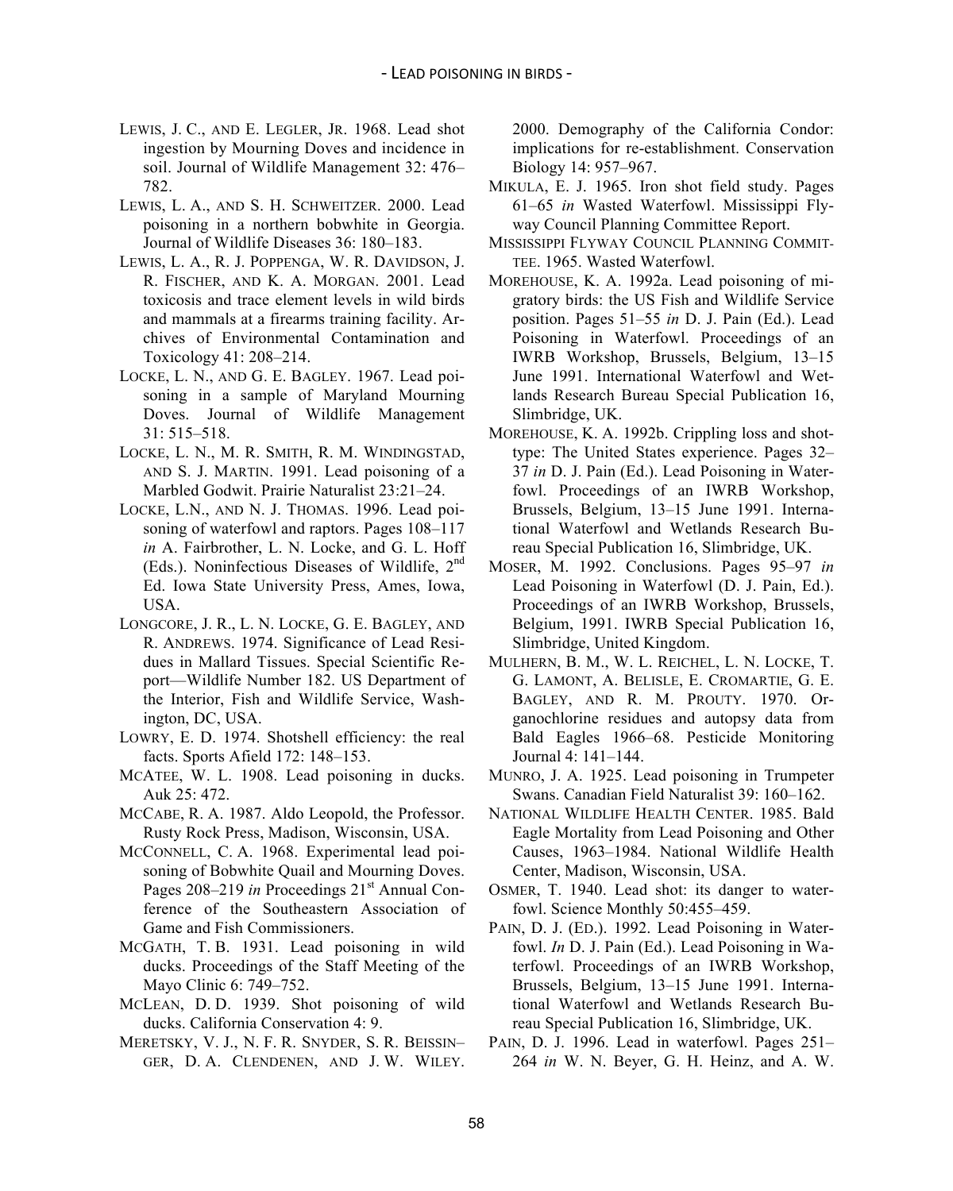LEWIS, J. C., AND E. LEGLER, JR. 1968. Lead shot ingestion by Mourning Doves and incidence in soil. Journal of Wildlife Management 32: 476–782.

LEWIS, L. A., AND S. H. SCHWEITZER. 2000. Lead poisoning in a northern bobwhite in Georgia. Journal of Wildlife Diseases 36: 180–183.

LEWIS, L. A., R. J. POPPENGA, W. R. DAVIDSON, J. R. FISCHER, AND K. A. MORGAN. 2001. Lead toxicosis and trace element levels in wild birds and mammals at a firearms training facility. Archives of Environmental Contamination and Toxicology 41: 208–214.

LOCKE, L. N., AND G. E. BAGLEY. 1967. Lead poisoning in a sample of Maryland Mourning Doves. Journal of Wildlife Management 31: 515–518.

LOCKE, L. N., M. R. SMITH, R. M. WINDINGSTAD, AND S. J. MARTIN. 1991. Lead poisoning of a Marbled Godwit. Prairie Naturalist 23:21–24.

LOCKE, L.N., AND N. J. THOMAS. 1996. Lead poisoning of waterfowl and raptors. Pages 108–117 *in* A. Fairbrother, L. N. Locke, and G. L. Hoff (Eds.). Noninfectious Diseases of Wildlife, 2nd Ed. Iowa State University Press, Ames, Iowa, USA.

LONGCORE, J. R., L. N. LOCKE, G. E. BAGLEY, AND R. ANDREWS. 1974. Significance of Lead Residues in Mallard Tissues. Special Scientific Report—Wildlife Number 182. US Department of the Interior, Fish and Wildlife Service, Washington, DC, USA.

LOWRY, E. D. 1974. Shotshell efficiency: the real facts. Sports Afield 172: 148–153.

MCATEE, W. L. 1908. Lead poisoning in ducks. Auk 25: 472.

MCCABE, R. A. 1987. Aldo Leopold, the Professor. Rusty Rock Press, Madison, Wisconsin, USA.

MCCONNELL, C. A. 1968. Experimental lead poisoning of Bobwhite Quail and Mourning Doves. Pages 208–219 *in* Proceedings 21st Annual Conference of the Southeastern Association of Game and Fish Commissioners.

MCGATH, T. B. 1931. Lead poisoning in wild ducks. Proceedings of the Staff Meeting of the Mayo Clinic 6: 749–752.

MCLEAN, D. D. 1939. Shot poisoning of wild ducks. California Conservation 4: 9.

MERETSKY, V. J., N. F. R. SNYDER, S. R. BEISSINGER, D. A. CLENDENEN, AND J. W. WILEY. 2000. Demography of the California Condor: implications for re-establishment. Conservation Biology 14: 957–967.

MIKULA, E. J. 1965. Iron shot field study. Pages 61–65 *in* Wasted Waterfowl. Mississippi Flyway Council Planning Committee Report.

MISSISSIPPI FLYWAY COUNCIL PLANNING COMMITTEE. 1965. Wasted Waterfowl.

MOREHOUSE, K. A. 1992a. Lead poisoning of migratory birds: the US Fish and Wildlife Service position. Pages 51–55 *in* D. J. Pain (Ed.). Lead Poisoning in Waterfowl. Proceedings of an IWRB Workshop, Brussels, Belgium, 13–15 June 1991. International Waterfowl and Wetlands Research Bureau Special Publication 16, Slimbridge, UK.

MOREHOUSE, K. A. 1992b. Crippling loss and shot-type: The United States experience. Pages 32–37 *in* D. J. Pain (Ed.). Lead Poisoning in Waterfowl. Proceedings of an IWRB Workshop, Brussels, Belgium, 13–15 June 1991. International Waterfowl and Wetlands Research Bureau Special Publication 16, Slimbridge, UK.

MOSER, M. 1992. Conclusions. Pages 95–97 *in* Lead Poisoning in Waterfowl (D. J. Pain, Ed.). Proceedings of an IWRB Workshop, Brussels, Belgium, 1991. IWRB Special Publication 16, Slimbridge, United Kingdom.

MULHERN, B. M., W. L. REICHEL, L. N. LOCKE, T. G. LAMONT, A. BELISLE, E. CROMARTIE, G. E. BAGLEY, AND R. M. PROUTY. 1970. Organochlorine residues and autopsy data from Bald Eagles 1966–68. Pesticide Monitoring Journal 4: 141–144.

MUNRO, J. A. 1925. Lead poisoning in Trumpeter Swans. Canadian Field Naturalist 39: 160–162.

NATIONAL WILDLIFE HEALTH CENTER. 1985. Bald Eagle Mortality from Lead Poisoning and Other Causes, 1963–1984. National Wildlife Health Center, Madison, Wisconsin, USA.

OSMER, T. 1940. Lead shot: its danger to waterfowl. Science Monthly 50:455–459.

PAIN, D. J. (ED.). 1992. Lead Poisoning in Waterfowl. *In* D. J. Pain (Ed.). Lead Poisoning in Waterfowl. Proceedings of an IWRB Workshop, Brussels, Belgium, 13–15 June 1991. International Waterfowl and Wetlands Research Bureau Special Publication 16, Slimbridge, UK.

PAIN, D. J. 1996. Lead in waterfowl. Pages 251–264 *in* W. N. Beyer, G. H. Heinz, and A. W.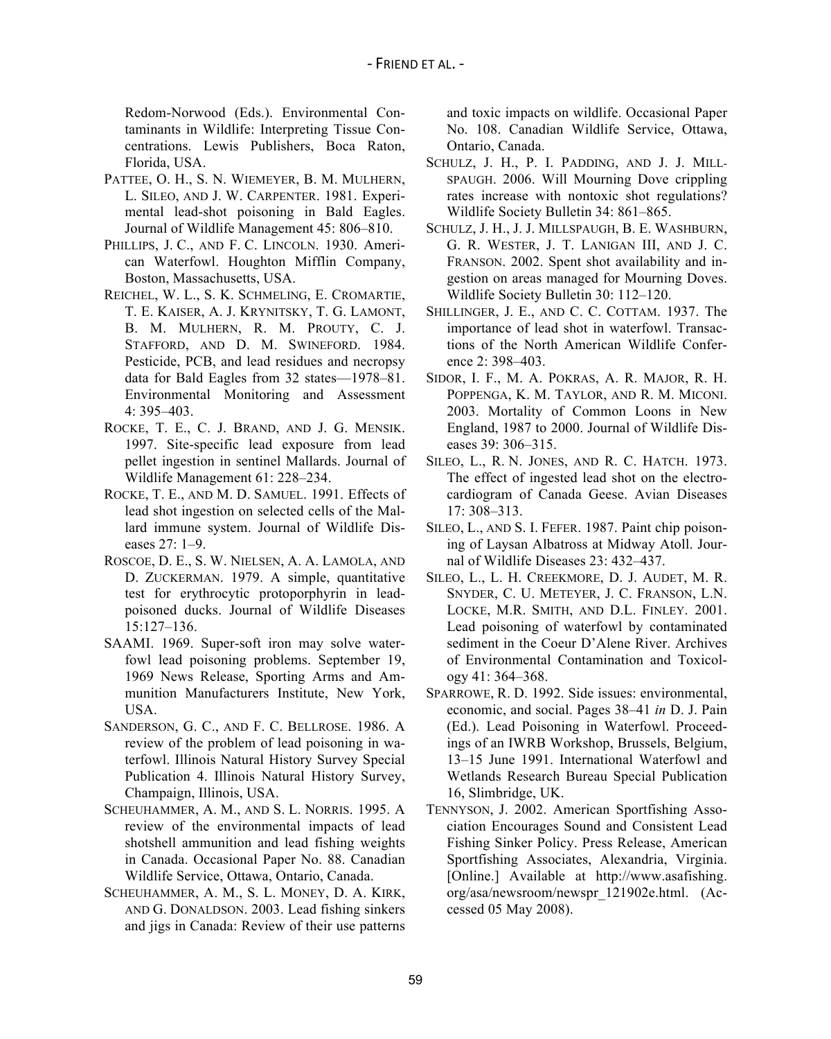Redom-Norwood (Eds.). Environmental Contaminants in Wildlife: Interpreting Tissue Concentrations. Lewis Publishers, Boca Raton, Florida, USA.

PATTEE, O. H., S. N. WIEMEYER, B. M. MULHERN, L. SILEO, AND J. W. CARPENTER. 1981. Experimental lead-shot poisoning in Bald Eagles. Journal of Wildlife Management 45: 806–810.

PHILLIPS, J. C., AND F. C. LINCOLN. 1930. American Waterfowl. Houghton Mifflin Company, Boston, Massachusetts, USA.

REICHEL, W. L., S. K. SCHMELING, E. CROMARTIE, T. E. KAISER, A. J. KRYNITSKY, T. G. LAMONT, B. M. MULHERN, R. M. PROUTY, C. J. STAFFORD, AND D. M. SWINEFORD. 1984. Pesticide, PCB, and lead residues and necropsy data for Bald Eagles from 32 states—1978–81. Environmental Monitoring and Assessment 4: 395–403.

ROCKE, T. E., C. J. BRAND, AND J. G. MENSIK. 1997. Site-specific lead exposure from lead pellet ingestion in sentinel Mallards. Journal of Wildlife Management 61: 228–234.

ROCKE, T. E., AND M. D. SAMUEL. 1991. Effects of lead shot ingestion on selected cells of the Mallard immune system. Journal of Wildlife Diseases 27: 1–9.

ROSCOE, D. E., S. W. NIELSEN, A. A. LAMOLA, AND D. ZUCKERMAN. 1979. A simple, quantitative test for erythrocytic protoporphyrin in lead-poisoned ducks. Journal of Wildlife Diseases 15:127–136.

SAAMI. 1969. Super-soft iron may solve waterfowl lead poisoning problems. September 19, 1969 News Release, Sporting Arms and Ammunition Manufacturers Institute, New York, USA.

SANDERSON, G. C., AND F. C. BELLROSE. 1986. A review of the problem of lead poisoning in waterfowl. Illinois Natural History Survey Special Publication 4. Illinois Natural History Survey, Champaign, Illinois, USA.

SCHEUHAMMER, A. M., AND S. L. NORRIS. 1995. A review of the environmental impacts of lead shotshell ammunition and lead fishing weights in Canada. Occasional Paper No. 88. Canadian Wildlife Service, Ottawa, Ontario, Canada.

SCHEUHAMMER, A. M., S. L. MONEY, D. A. KIRK, AND G. DONALDSON. 2003. Lead fishing sinkers and jigs in Canada: Review of their use patterns and toxic impacts on wildlife. Occasional Paper No. 108. Canadian Wildlife Service, Ottawa, Ontario, Canada.

SCHULZ, J. H., P. I. PADDING, AND J. J. MILLSPAUGH. 2006. Will Mourning Dove crippling rates increase with nontoxic shot regulations? Wildlife Society Bulletin 34: 861–865.

SCHULZ, J. H., J. J. MILLSPAUGH, B. E. WASHBURN, G. R. WESTER, J. T. LANIGAN III, AND J. C. FRANSON. 2002. Spent shot availability and ingestion on areas managed for Mourning Doves. Wildlife Society Bulletin 30: 112–120.

SHILLINGER, J. E., AND C. C. COTTAM. 1937. The importance of lead shot in waterfowl. Transactions of the North American Wildlife Conference 2: 398–403.

SIDOR, I. F., M. A. POKRAS, A. R. MAJOR, R. H. POPPENGA, K. M. TAYLOR, AND R. M. MICONI. 2003. Mortality of Common Loons in New England, 1987 to 2000. Journal of Wildlife Diseases 39: 306–315.

SILEO, L., R. N. JONES, AND R. C. HATCH. 1973. The effect of ingested lead shot on the electrocardiogram of Canada Geese. Avian Diseases 17: 308–313.

SILEO, L., AND S. I. FEFER. 1987. Paint chip poisoning of Laysan Albatross at Midway Atoll. Journal of Wildlife Diseases 23: 432–437.

SILEO, L., L. H. CREEKMORE, D. J. AUDET, M. R. SNYDER, C. U. METEYER, J. C. FRANSON, L.N. LOCKE, M.R. SMITH, AND D.L. FINLEY. 2001. Lead poisoning of waterfowl by contaminated sediment in the Coeur D'Alene River. Archives of Environmental Contamination and Toxicology 41: 364–368.

SPARROWE, R. D. 1992. Side issues: environmental, economic, and social. Pages 38–41 *in* D. J. Pain (Ed.). Lead Poisoning in Waterfowl. Proceedings of an IWRB Workshop, Brussels, Belgium, 13–15 June 1991. International Waterfowl and Wetlands Research Bureau Special Publication 16, Slimbridge, UK.

TENNYSON, J. 2002. American Sportfishing Association Encourages Sound and Consistent Lead Fishing Sinker Policy. Press Release, American Sportfishing Associates, Alexandria, Virginia. [Online.] Available at http://www.asafishing.org/asa/newsroom/newspr_121902e.html. (Accessed 05 May 2008).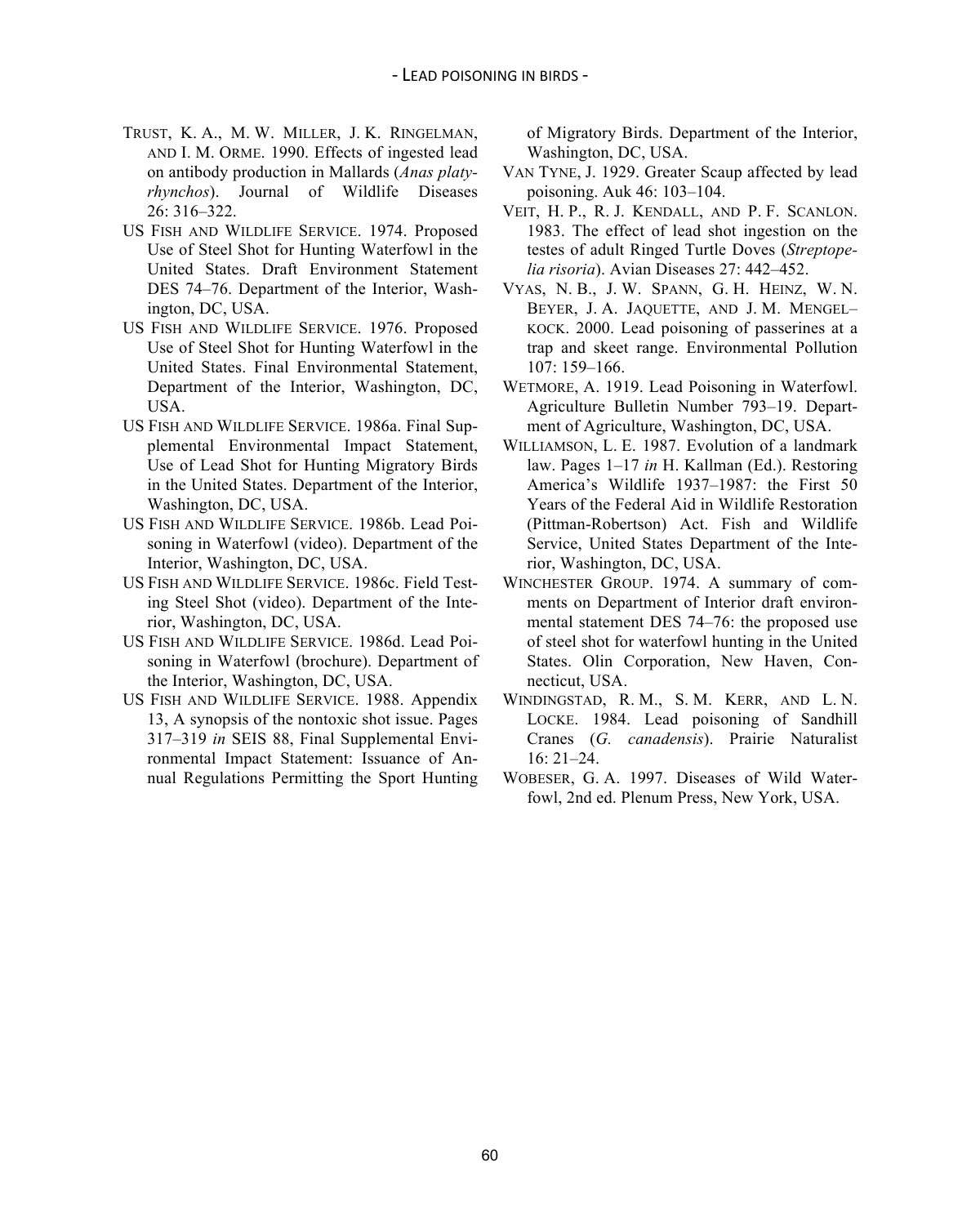TRUST, K. A., M. W. MILLER, J. K. RINGELMAN, AND I. M. ORME. 1990. Effects of ingested lead on antibody production in Mallards (*Anas platyrhynchos*). Journal of Wildlife Diseases 26: 316–322.

US FISH AND WILDLIFE SERVICE. 1974. Proposed Use of Steel Shot for Hunting Waterfowl in the United States. Draft Environment Statement DES 74–76. Department of the Interior, Washington, DC, USA.

US FISH AND WILDLIFE SERVICE. 1976. Proposed Use of Steel Shot for Hunting Waterfowl in the United States. Final Environmental Statement, Department of the Interior, Washington, DC, USA.

US FISH AND WILDLIFE SERVICE. 1986a. Final Supplemental Environmental Impact Statement, Use of Lead Shot for Hunting Migratory Birds in the United States. Department of the Interior, Washington, DC, USA.

US FISH AND WILDLIFE SERVICE. 1986b. Lead Poisoning in Waterfowl (video). Department of the Interior, Washington, DC, USA.

US FISH AND WILDLIFE SERVICE. 1986c. Field Testing Steel Shot (video). Department of the Interior, Washington, DC, USA.

US FISH AND WILDLIFE SERVICE. 1986d. Lead Poisoning in Waterfowl (brochure). Department of the Interior, Washington, DC, USA.

US FISH AND WILDLIFE SERVICE. 1988. Appendix 13, A synopsis of the nontoxic shot issue. Pages 317–319 *in* SEIS 88, Final Supplemental Environmental Impact Statement: Issuance of Annual Regulations Permitting the Sport Hunting of Migratory Birds. Department of the Interior, Washington, DC, USA.

VAN TYNE, J. 1929. Greater Scaup affected by lead poisoning. Auk 46: 103–104.

VEIT, H. P., R. J. KENDALL, AND P. F. SCANLON. 1983. The effect of lead shot ingestion on the testes of adult Ringed Turtle Doves (*Streptopelia risoria*). Avian Diseases 27: 442–452.

VYAS, N. B., J. W. SPANN, G. H. HEINZ, W. N. BEYER, J. A. JAQUETTE, AND J. M. MENGEL–KOCK. 2000. Lead poisoning of passerines at a trap and skeet range. Environmental Pollution 107: 159–166.

WETMORE, A. 1919. Lead Poisoning in Waterfowl. Agriculture Bulletin Number 793–19. Department of Agriculture, Washington, DC, USA.

WILLIAMSON, L. E. 1987. Evolution of a landmark law. Pages 1–17 *in* H. Kallman (Ed.). Restoring America's Wildlife 1937–1987: the First 50 Years of the Federal Aid in Wildlife Restoration (Pittman-Robertson) Act. Fish and Wildlife Service, United States Department of the Interior, Washington, DC, USA.

WINCHESTER GROUP. 1974. A summary of comments on Department of Interior draft environmental statement DES 74–76: the proposed use of steel shot for waterfowl hunting in the United States. Olin Corporation, New Haven, Connecticut, USA.

WINDINGSTAD, R. M., S. M. KERR, AND L. N. LOCKE. 1984. Lead poisoning of Sandhill Cranes (*G. canadensis*). Prairie Naturalist 16: 21–24.

WOBESER, G. A. 1997. Diseases of Wild Waterfowl, 2nd ed. Plenum Press, New York, USA.